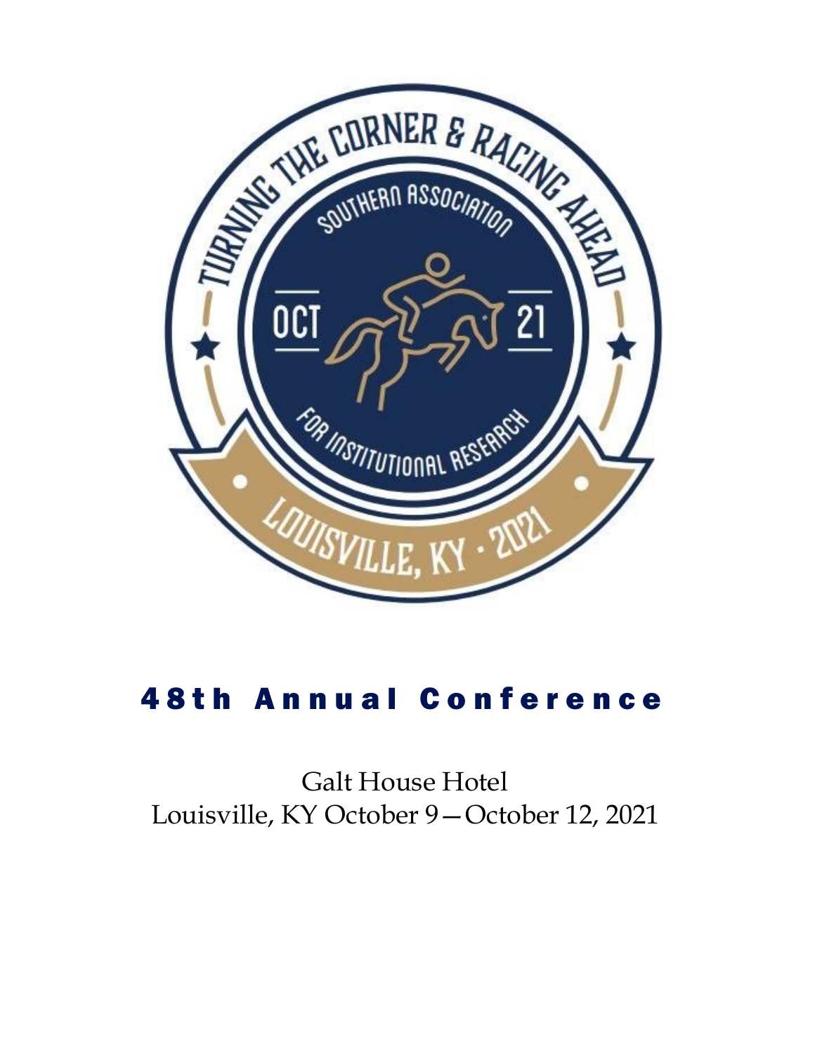# 48th Annual Conference

Galt House Hotel

Louisville, KY October 9—October 12, 2021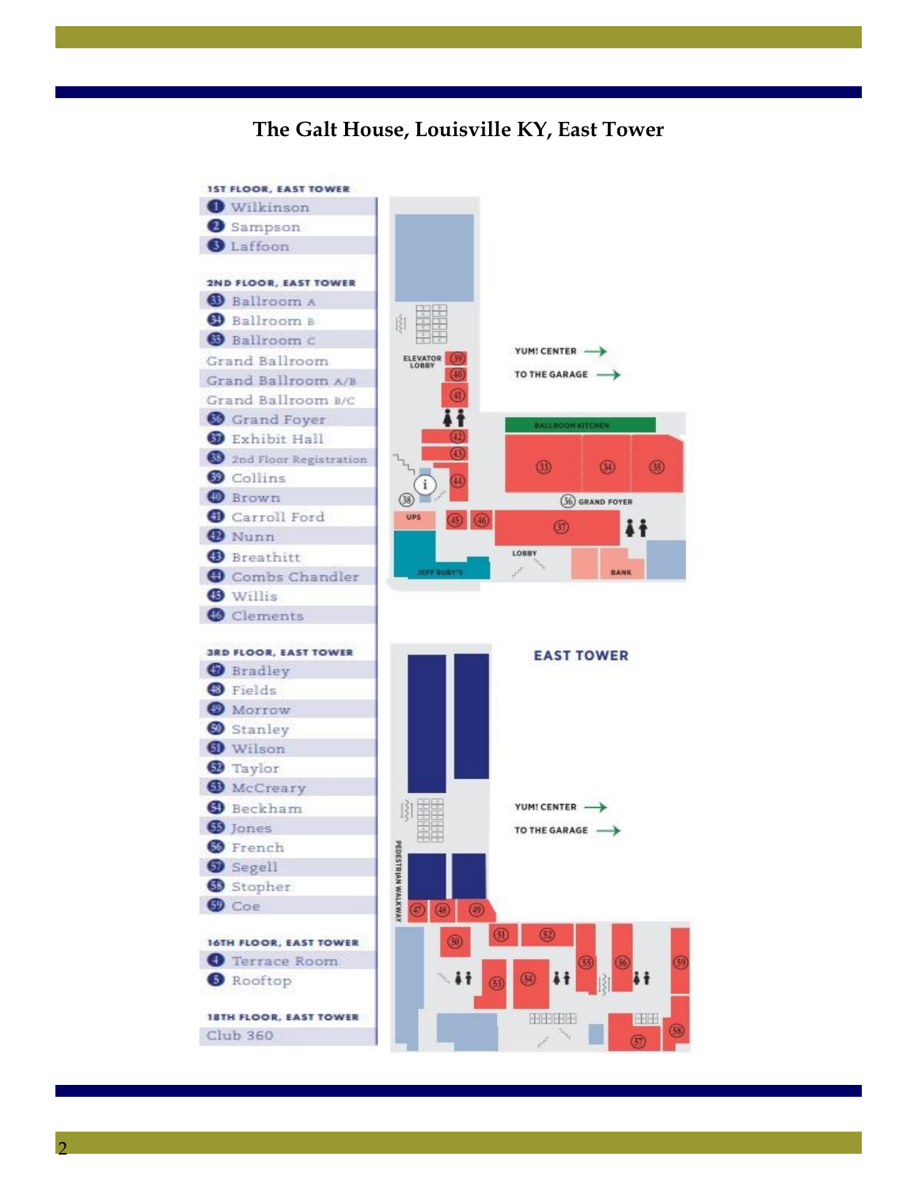# The Galt House, Louisville KY, East Tower

**1ST FLOOR, EAST TOWER**

1. Wilkinson
2. Sampson
3. Laffoon

**2ND FLOOR, EAST TOWER**

- 33 Ballroom A
- 34 Ballroom B
- 35 Ballroom C
- Grand Ballroom
- Grand Ballroom A/B
- Grand Ballroom B/C
- 36 Grand Foyer
- 37 Exhibit Hall
- 38 2nd Floor Registration
- 39 Collins
- 40 Brown
- 41 Carroll Ford
- 42 Nunn
- 43 Breathitt
- 44 Combs Chandler
- 45 Willis
- 46 Clements

**3RD FLOOR, EAST TOWER**

- 47 Bradley
- 48 Fields
- 49 Morrow
- 50 Stanley
- 51 Wilson
- 52 Taylor
- 53 McCreary
- 54 Beckham
- 55 Jones
- 56 French
- 57 Segell
- 58 Stopher
- 59 Coe

**16TH FLOOR, EAST TOWER**

- 4 Terrace Room
- 5 Rooftop

**18TH FLOOR, EAST TOWER**

- Club 360

ELEVATOR LOBBY

YUM! CENTER →

TO THE GARAGE →

BALLROOM KITCHEN

GRAND FOYER

UPS

LOBBY

BANK

JEFF RUBY'S

EAST TOWER

YUM! CENTER →

TO THE GARAGE →

PEDESTRIAN WALKWAY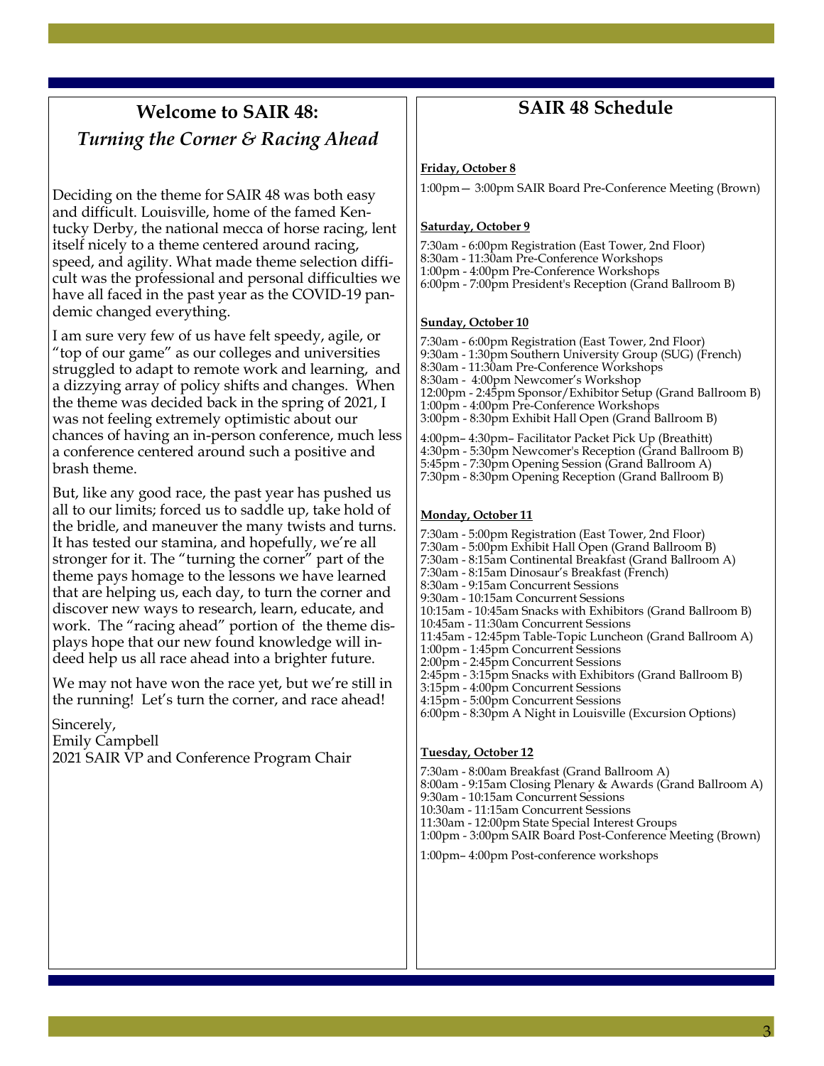## Welcome to SAIR 48:

### *Turning the Corner & Racing Ahead*

Deciding on the theme for SAIR 48 was both easy and difficult. Louisville, home of the famed Kentucky Derby, the national mecca of horse racing, lent itself nicely to a theme centered around racing, speed, and agility. What made theme selection difficult was the professional and personal difficulties we have all faced in the past year as the COVID-19 pandemic changed everything.

I am sure very few of us have felt speedy, agile, or "top of our game" as our colleges and universities struggled to adapt to remote work and learning, and a dizzying array of policy shifts and changes. When the theme was decided back in the spring of 2021, I was not feeling extremely optimistic about our chances of having an in-person conference, much less a conference centered around such a positive and brash theme.

But, like any good race, the past year has pushed us all to our limits; forced us to saddle up, take hold of the bridle, and maneuver the many twists and turns. It has tested our stamina, and hopefully, we're all stronger for it. The "turning the corner" part of the theme pays homage to the lessons we have learned that are helping us, each day, to turn the corner and discover new ways to research, learn, educate, and work. The "racing ahead" portion of the theme displays hope that our new found knowledge will indeed help us all race ahead into a brighter future.

We may not have won the race yet, but we're still in the running! Let's turn the corner, and race ahead!

Sincerely,
Emily Campbell
2021 SAIR VP and Conference Program Chair

## SAIR 48 Schedule

**Friday, October 8**

1:00pm— 3:00pm SAIR Board Pre-Conference Meeting (Brown)

**Saturday, October 9**

7:30am - 6:00pm Registration (East Tower, 2nd Floor)
8:30am - 11:30am Pre-Conference Workshops
1:00pm - 4:00pm Pre-Conference Workshops
6:00pm - 7:00pm President's Reception (Grand Ballroom B)

**Sunday, October 10**

7:30am - 6:00pm Registration (East Tower, 2nd Floor)
9:30am - 1:30pm Southern University Group (SUG) (French)
8:30am - 11:30am Pre-Conference Workshops
8:30am - 4:00pm Newcomer's Workshop
12:00pm - 2:45pm Sponsor/Exhibitor Setup (Grand Ballroom B)
1:00pm - 4:00pm Pre-Conference Workshops
3:00pm - 8:30pm Exhibit Hall Open (Grand Ballroom B)

4:00pm– 4:30pm– Facilitator Packet Pick Up (Breathitt)
4:30pm - 5:30pm Newcomer's Reception (Grand Ballroom B)
5:45pm - 7:30pm Opening Session (Grand Ballroom A)
7:30pm - 8:30pm Opening Reception (Grand Ballroom B)

**Monday, October 11**

7:30am - 5:00pm Registration (East Tower, 2nd Floor)
7:30am - 5:00pm Exhibit Hall Open (Grand Ballroom B)
7:30am - 8:15am Continental Breakfast (Grand Ballroom A)
7:30am - 8:15am Dinosaur's Breakfast (French)
8:30am - 9:15am Concurrent Sessions
9:30am - 10:15am Concurrent Sessions
10:15am - 10:45am Snacks with Exhibitors (Grand Ballroom B)
10:45am - 11:30am Concurrent Sessions
11:45am - 12:45pm Table-Topic Luncheon (Grand Ballroom A)
1:00pm - 1:45pm Concurrent Sessions
2:00pm - 2:45pm Concurrent Sessions
2:45pm - 3:15pm Snacks with Exhibitors (Grand Ballroom B)
3:15pm - 4:00pm Concurrent Sessions
4:15pm - 5:00pm Concurrent Sessions
6:00pm - 8:30pm A Night in Louisville (Excursion Options)

**Tuesday, October 12**

7:30am - 8:00am Breakfast (Grand Ballroom A)
8:00am - 9:15am Closing Plenary & Awards (Grand Ballroom A)
9:30am - 10:15am Concurrent Sessions
10:30am - 11:15am Concurrent Sessions
11:30am - 12:00pm State Special Interest Groups
1:00pm - 3:00pm SAIR Board Post-Conference Meeting (Brown)

1:00pm– 4:00pm Post-conference workshops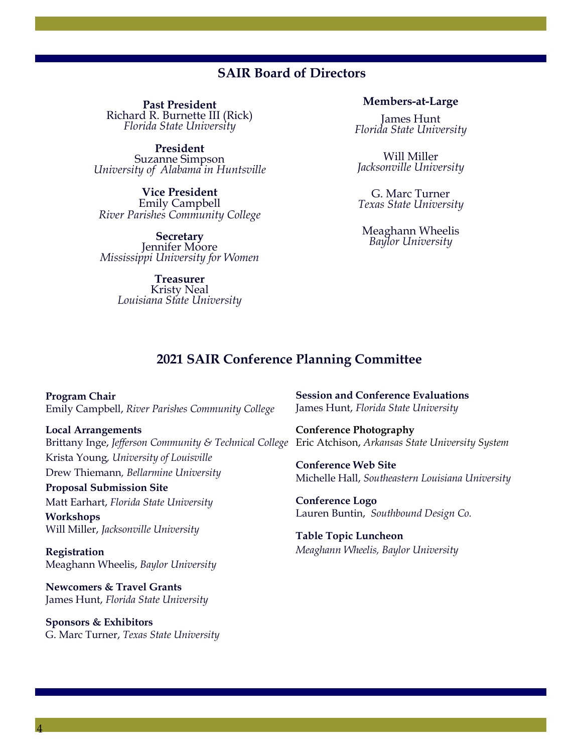## SAIR Board of Directors

**Past President**
Richard R. Burnette III (Rick)
*Florida State University*

**President**
Suzanne Simpson
*University of Alabama in Huntsville*

**Vice President**
Emily Campbell
*River Parishes Community College*

**Secretary**
Jennifer Moore
*Mississippi University for Women*

**Treasurer**
Kristy Neal
*Louisiana State University*

**Members-at-Large**

James Hunt
*Florida State University*

Will Miller
*Jacksonville University*

G. Marc Turner
*Texas State University*

Meaghann Wheelis
*Baylor University*

## 2021 SAIR Conference Planning Committee

**Program Chair**
Emily Campbell, *River Parishes Community College*

**Local Arrangements**
Brittany Inge, *Jefferson Community & Technical College*
Krista Young, *University of Louisville*
Drew Thiemann, *Bellarmine University*

**Proposal Submission Site**
Matt Earhart, *Florida State University*

**Workshops**
Will Miller, *Jacksonville University*

**Registration**
Meaghann Wheelis, *Baylor University*

**Newcomers & Travel Grants**
James Hunt, *Florida State University*

**Sponsors & Exhibitors**
G. Marc Turner, *Texas State University*

**Session and Conference Evaluations**
James Hunt, *Florida State University*

**Conference Photography**
Eric Atchison, *Arkansas State University System*

**Conference Web Site**
Michelle Hall, *Southeastern Louisiana University*

**Conference Logo**
Lauren Buntin, *Southbound Design Co.*

**Table Topic Luncheon**
*Meaghann Wheelis, Baylor University*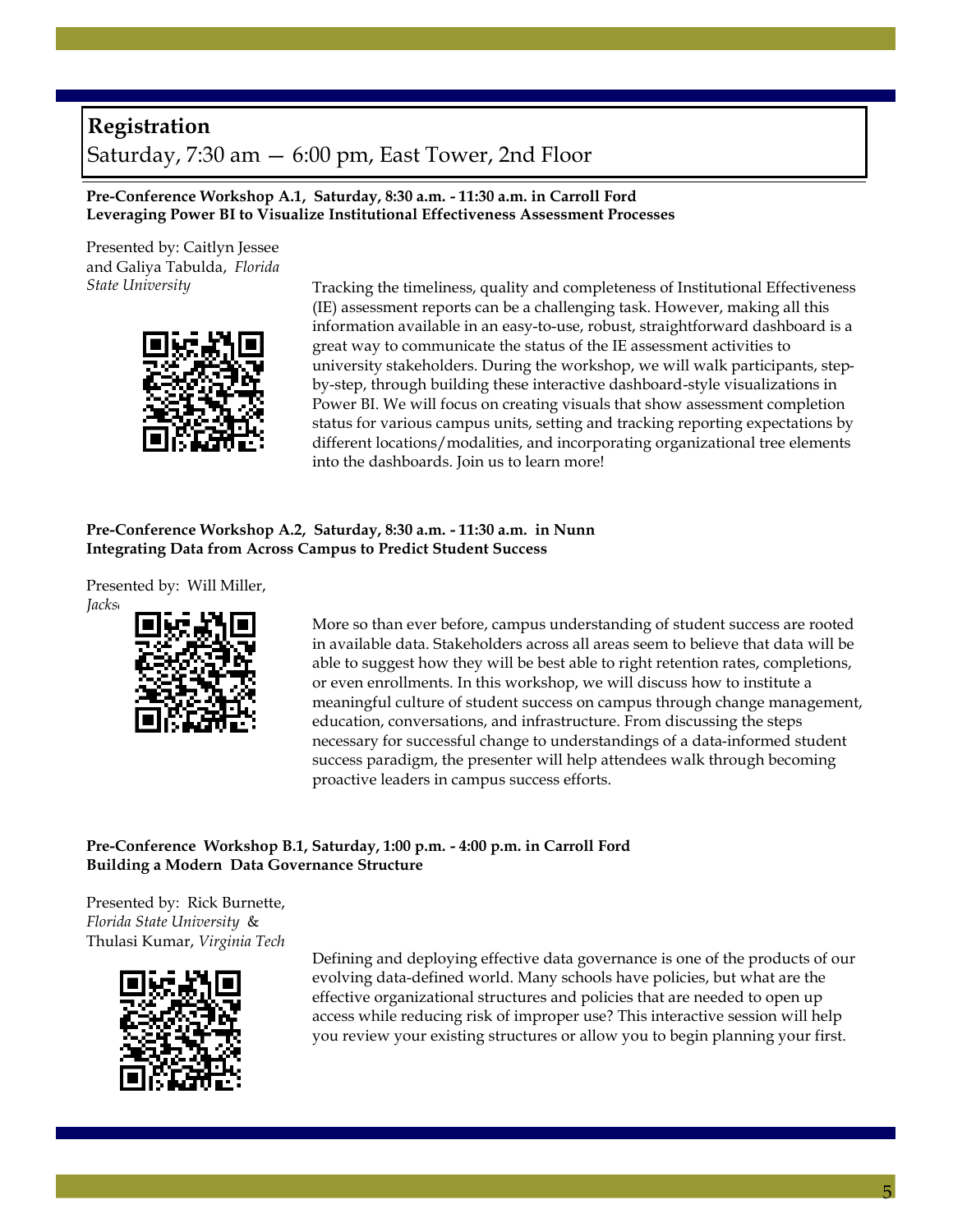## Registration

Saturday, 7:30 am — 6:00 pm, East Tower, 2nd Floor

**Pre-Conference Workshop A.1, Saturday, 8:30 a.m. - 11:30 a.m. in Carroll Ford**
**Leveraging Power BI to Visualize Institutional Effectiveness Assessment Processes**

Presented by: Caitlyn Jessee and Galiya Tabulda, *Florida State University*

Tracking the timeliness, quality and completeness of Institutional Effectiveness (IE) assessment reports can be a challenging task. However, making all this information available in an easy-to-use, robust, straightforward dashboard is a great way to communicate the status of the IE assessment activities to university stakeholders. During the workshop, we will walk participants, step-by-step, through building these interactive dashboard-style visualizations in Power BI. We will focus on creating visuals that show assessment completion status for various campus units, setting and tracking reporting expectations by different locations/modalities, and incorporating organizational tree elements into the dashboards. Join us to learn more!

**Pre-Conference Workshop A.2, Saturday, 8:30 a.m. - 11:30 a.m. in Nunn**
**Integrating Data from Across Campus to Predict Student Success**

Presented by: Will Miller, *Jacks*

More so than ever before, campus understanding of student success are rooted in available data. Stakeholders across all areas seem to believe that data will be able to suggest how they will be best able to right retention rates, completions, or even enrollments. In this workshop, we will discuss how to institute a meaningful culture of student success on campus through change management, education, conversations, and infrastructure. From discussing the steps necessary for successful change to understandings of a data-informed student success paradigm, the presenter will help attendees walk through becoming proactive leaders in campus success efforts.

**Pre-Conference Workshop B.1, Saturday, 1:00 p.m. - 4:00 p.m. in Carroll Ford**
**Building a Modern Data Governance Structure**

Presented by: Rick Burnette, *Florida State University* & Thulasi Kumar, *Virginia Tech*

Defining and deploying effective data governance is one of the products of our evolving data-defined world. Many schools have policies, but what are the effective organizational structures and policies that are needed to open up access while reducing risk of improper use? This interactive session will help you review your existing structures or allow you to begin planning your first.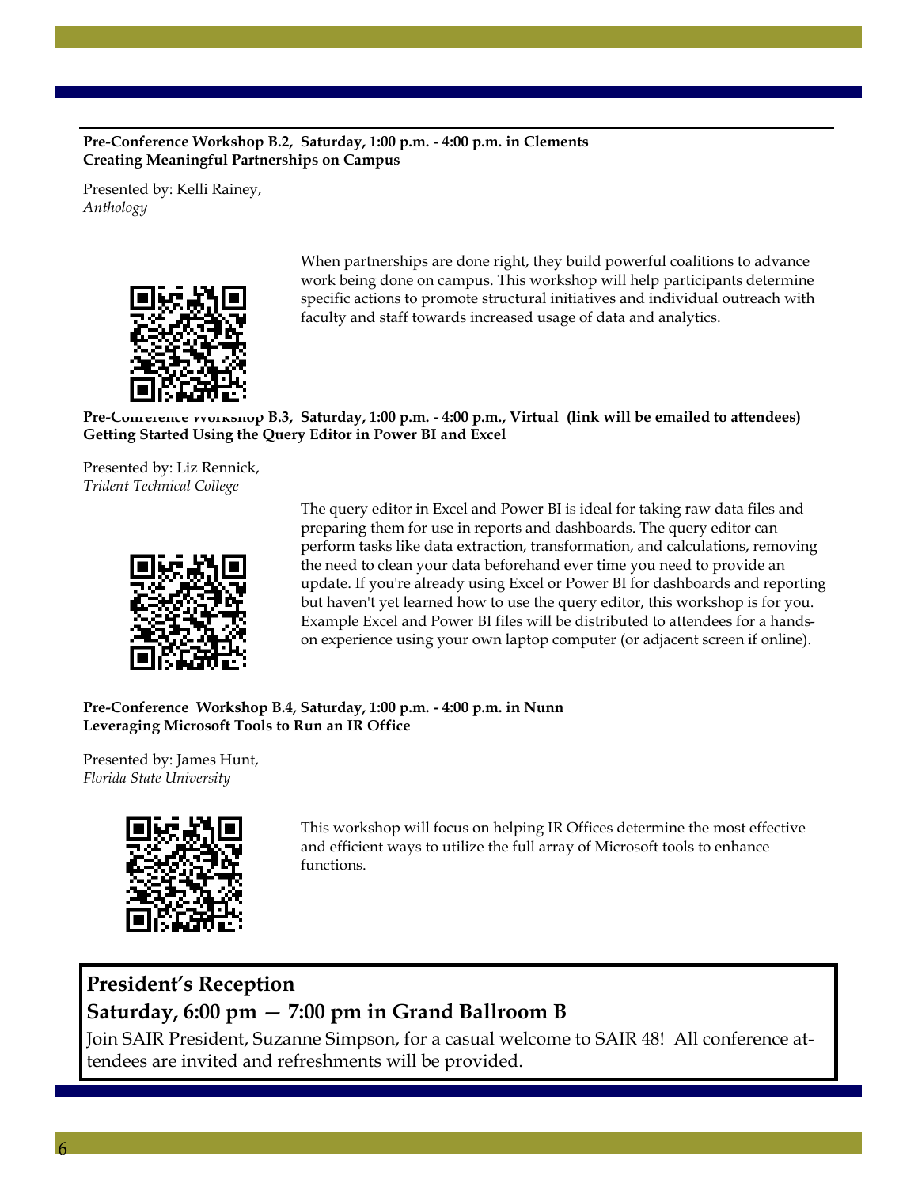**Pre-Conference Workshop B.2, Saturday, 1:00 p.m. - 4:00 p.m. in Clements**
**Creating Meaningful Partnerships on Campus**

Presented by: Kelli Rainey,
*Anthology*

When partnerships are done right, they build powerful coalitions to advance work being done on campus. This workshop will help participants determine specific actions to promote structural initiatives and individual outreach with faculty and staff towards increased usage of data and analytics.

**Pre-Conference Workshop B.3, Saturday, 1:00 p.m. - 4:00 p.m., Virtual (link will be emailed to attendees)**
**Getting Started Using the Query Editor in Power BI and Excel**

Presented by: Liz Rennick,
*Trident Technical College*

The query editor in Excel and Power BI is ideal for taking raw data files and preparing them for use in reports and dashboards. The query editor can perform tasks like data extraction, transformation, and calculations, removing the need to clean your data beforehand ever time you need to provide an update. If you're already using Excel or Power BI for dashboards and reporting but haven't yet learned how to use the query editor, this workshop is for you. Example Excel and Power BI files will be distributed to attendees for a hands-on experience using your own laptop computer (or adjacent screen if online).

**Pre-Conference Workshop B.4, Saturday, 1:00 p.m. - 4:00 p.m. in Nunn**
**Leveraging Microsoft Tools to Run an IR Office**

Presented by: James Hunt,
*Florida State University*

This workshop will focus on helping IR Offices determine the most effective and efficient ways to utilize the full array of Microsoft tools to enhance functions.

## President's Reception
## Saturday, 6:00 pm — 7:00 pm in Grand Ballroom B

Join SAIR President, Suzanne Simpson, for a casual welcome to SAIR 48! All conference attendees are invited and refreshments will be provided.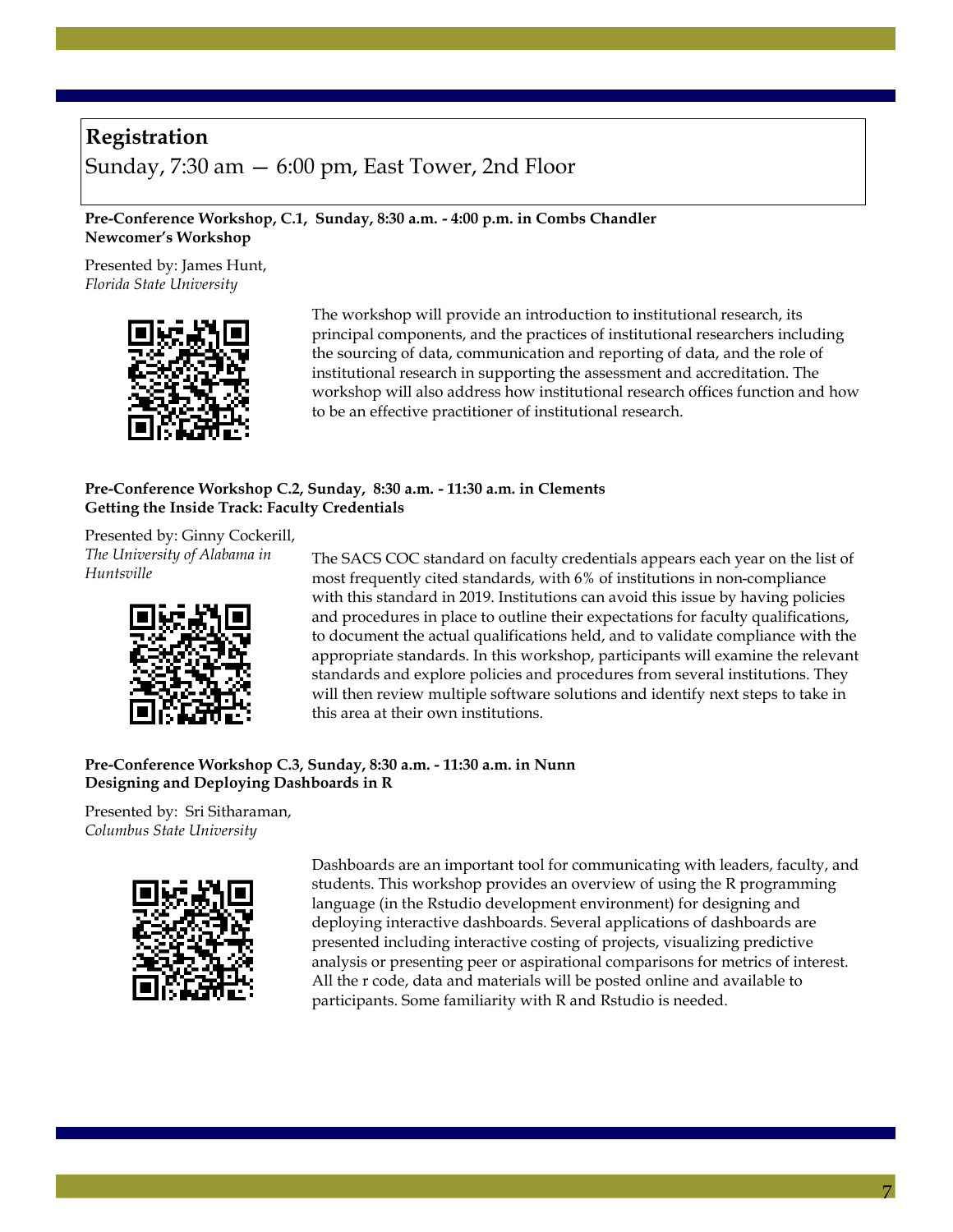## Registration

Sunday, 7:30 am — 6:00 pm, East Tower, 2nd Floor

**Pre-Conference Workshop, C.1, Sunday, 8:30 a.m. - 4:00 p.m. in Combs Chandler**
**Newcomer's Workshop**

Presented by: James Hunt,
*Florida State University*

The workshop will provide an introduction to institutional research, its principal components, and the practices of institutional researchers including the sourcing of data, communication and reporting of data, and the role of institutional research in supporting the assessment and accreditation. The workshop will also address how institutional research offices function and how to be an effective practitioner of institutional research.

**Pre-Conference Workshop C.2, Sunday, 8:30 a.m. - 11:30 a.m. in Clements**
**Getting the Inside Track: Faculty Credentials**

Presented by: Ginny Cockerill,
*The University of Alabama in Huntsville*

The SACS COC standard on faculty credentials appears each year on the list of most frequently cited standards, with 6% of institutions in non-compliance with this standard in 2019. Institutions can avoid this issue by having policies and procedures in place to outline their expectations for faculty qualifications, to document the actual qualifications held, and to validate compliance with the appropriate standards. In this workshop, participants will examine the relevant standards and explore policies and procedures from several institutions. They will then review multiple software solutions and identify next steps to take in this area at their own institutions.

**Pre-Conference Workshop C.3, Sunday, 8:30 a.m. - 11:30 a.m. in Nunn**
**Designing and Deploying Dashboards in R**

Presented by: Sri Sitharaman,
*Columbus State University*

Dashboards are an important tool for communicating with leaders, faculty, and students. This workshop provides an overview of using the R programming language (in the Rstudio development environment) for designing and deploying interactive dashboards. Several applications of dashboards are presented including interactive costing of projects, visualizing predictive analysis or presenting peer or aspirational comparisons for metrics of interest. All the r code, data and materials will be posted online and available to participants. Some familiarity with R and Rstudio is needed.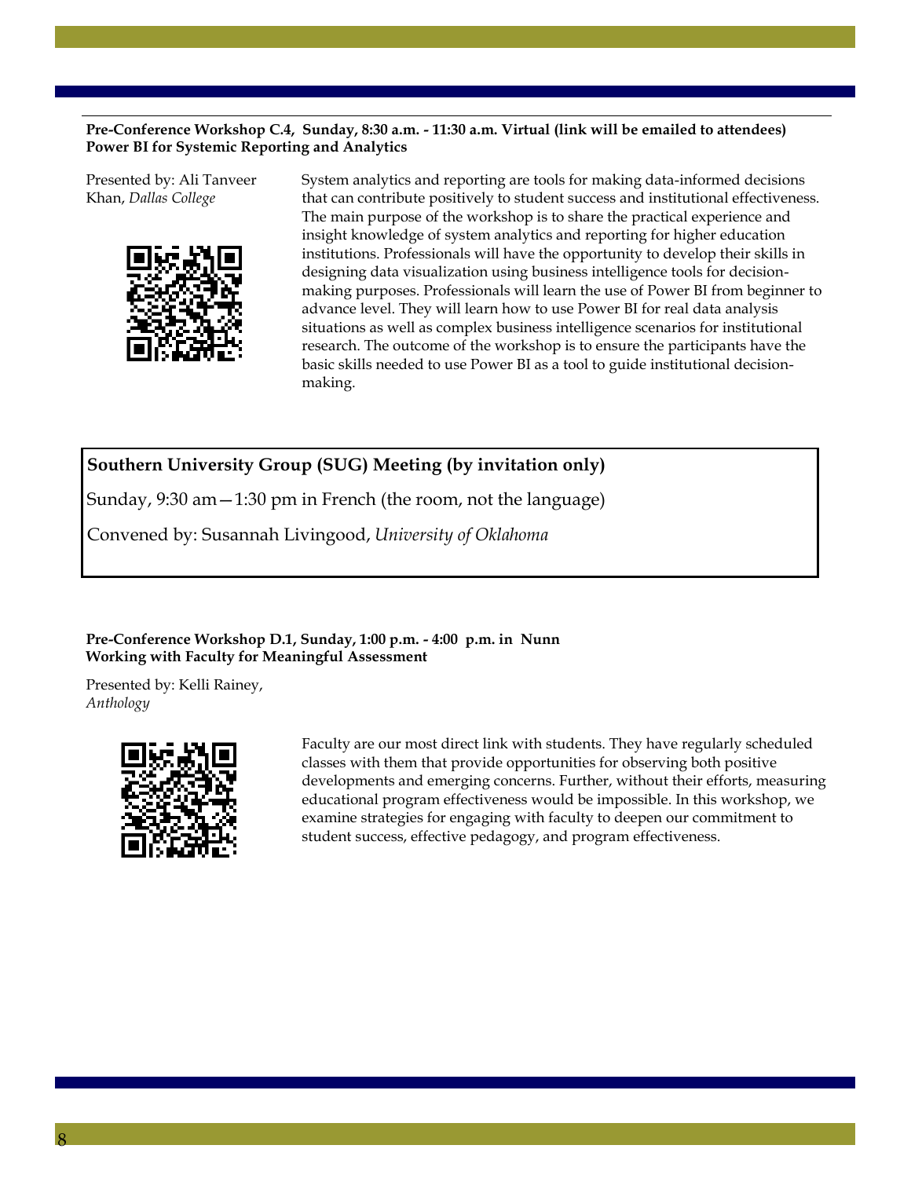**Pre-Conference Workshop C.4, Sunday, 8:30 a.m. - 11:30 a.m. Virtual (link will be emailed to attendees)**
**Power BI for Systemic Reporting and Analytics**

Presented by: Ali Tanveer Khan, *Dallas College*

System analytics and reporting are tools for making data-informed decisions that can contribute positively to student success and institutional effectiveness. The main purpose of the workshop is to share the practical experience and insight knowledge of system analytics and reporting for higher education institutions. Professionals will have the opportunity to develop their skills in designing data visualization using business intelligence tools for decision-making purposes. Professionals will learn the use of Power BI from beginner to advance level. They will learn how to use Power BI for real data analysis situations as well as complex business intelligence scenarios for institutional research. The outcome of the workshop is to ensure the participants have the basic skills needed to use Power BI as a tool to guide institutional decision-making.

**Southern University Group (SUG) Meeting (by invitation only)**

Sunday, 9:30 am—1:30 pm in French (the room, not the language)

Convened by: Susannah Livingood, *University of Oklahoma*

**Pre-Conference Workshop D.1, Sunday, 1:00 p.m. - 4:00 p.m. in Nunn**
**Working with Faculty for Meaningful Assessment**

Presented by: Kelli Rainey, *Anthology*

Faculty are our most direct link with students. They have regularly scheduled classes with them that provide opportunities for observing both positive developments and emerging concerns. Further, without their efforts, measuring educational program effectiveness would be impossible. In this workshop, we examine strategies for engaging with faculty to deepen our commitment to student success, effective pedagogy, and program effectiveness.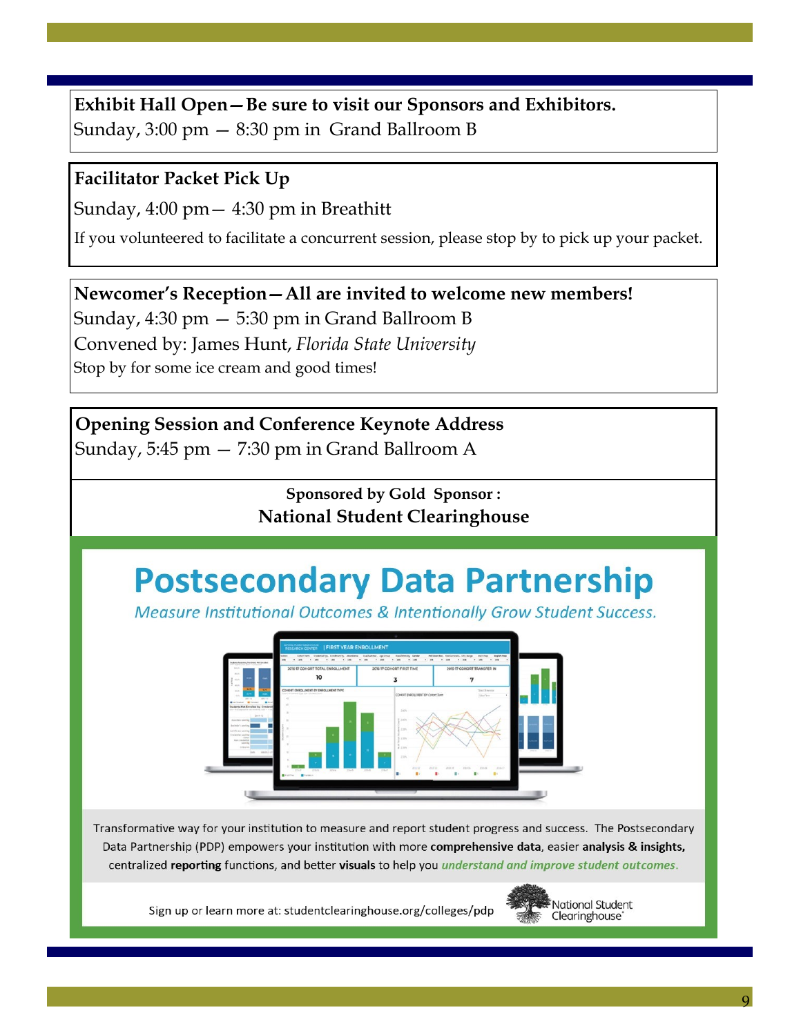**Exhibit Hall Open—Be sure to visit our Sponsors and Exhibitors.**

Sunday, 3:00 pm — 8:30 pm in Grand Ballroom B

**Facilitator Packet Pick Up**

Sunday, 4:00 pm— 4:30 pm in Breathitt

If you volunteered to facilitate a concurrent session, please stop by to pick up your packet.

**Newcomer's Reception—All are invited to welcome new members!**

Sunday, 4:30 pm — 5:30 pm in Grand Ballroom B

Convened by: James Hunt, *Florida State University*

Stop by for some ice cream and good times!

**Opening Session and Conference Keynote Address**

Sunday, 5:45 pm — 7:30 pm in Grand Ballroom A

**Sponsored by Gold Sponsor :**

**National Student Clearinghouse**

# Postsecondary Data Partnership

*Measure Institutional Outcomes & Intentionally Grow Student Success.*

Transformative way for your institution to measure and report student progress and success. The Postsecondary Data Partnership (PDP) empowers your institution with more **comprehensive data**, easier **analysis & insights,** centralized **reporting** functions, and better **visuals** to help you ***understand and improve student outcomes.***

Sign up or learn more at: studentclearinghouse.org/colleges/pdp

National Student Clearinghouse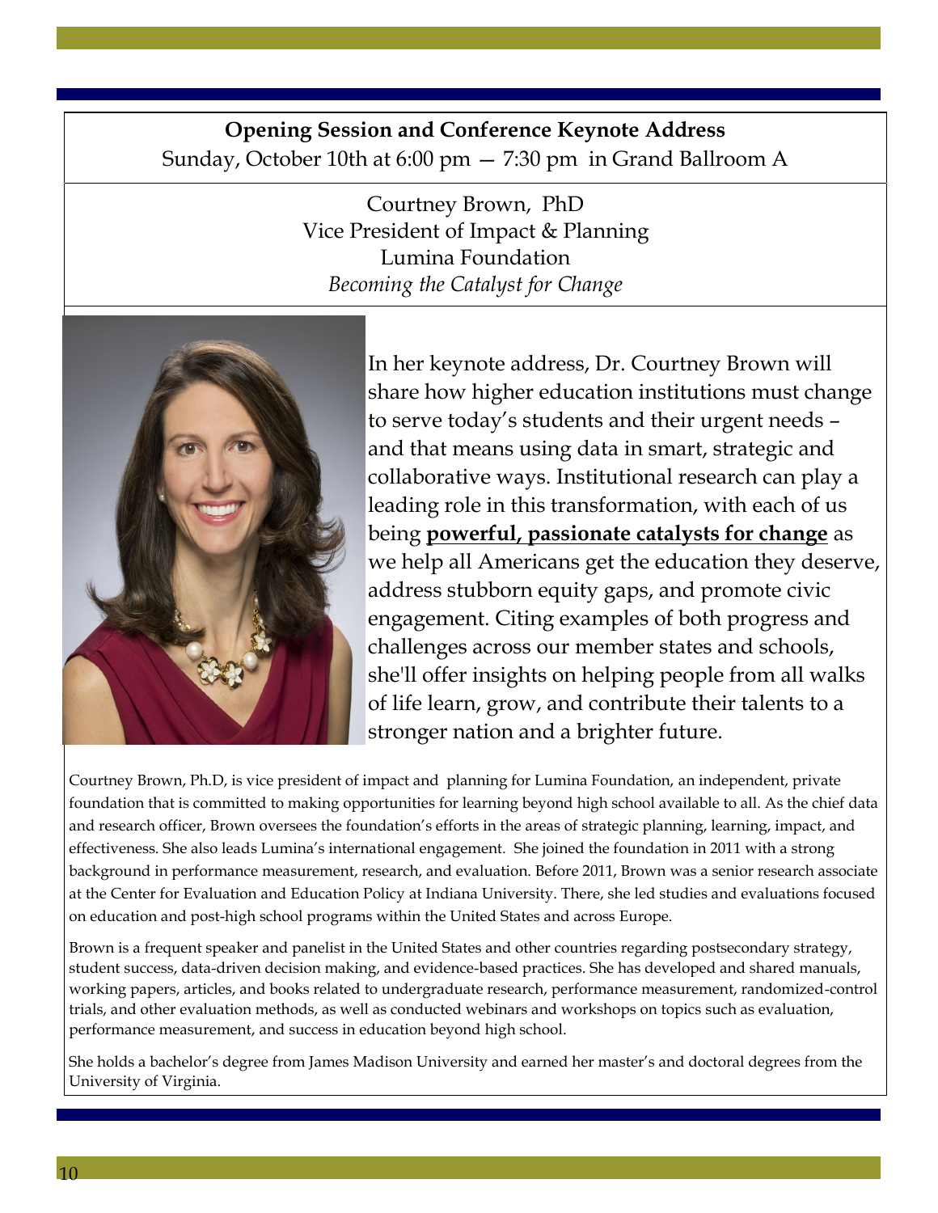**Opening Session and Conference Keynote Address**

Sunday, October 10th at 6:00 pm — 7:30 pm in Grand Ballroom A

Courtney Brown, PhD
Vice President of Impact & Planning
Lumina Foundation
*Becoming the Catalyst for Change*

In her keynote address, Dr. Courtney Brown will share how higher education institutions must change to serve today's students and their urgent needs – and that means using data in smart, strategic and collaborative ways. Institutional research can play a leading role in this transformation, with each of us being **powerful, passionate catalysts for change** as we help all Americans get the education they deserve, address stubborn equity gaps, and promote civic engagement. Citing examples of both progress and challenges across our member states and schools, she'll offer insights on helping people from all walks of life learn, grow, and contribute their talents to a stronger nation and a brighter future.

Courtney Brown, Ph.D, is vice president of impact and planning for Lumina Foundation, an independent, private foundation that is committed to making opportunities for learning beyond high school available to all. As the chief data and research officer, Brown oversees the foundation's efforts in the areas of strategic planning, learning, impact, and effectiveness. She also leads Lumina's international engagement. She joined the foundation in 2011 with a strong background in performance measurement, research, and evaluation. Before 2011, Brown was a senior research associate at the Center for Evaluation and Education Policy at Indiana University. There, she led studies and evaluations focused on education and post-high school programs within the United States and across Europe.

Brown is a frequent speaker and panelist in the United States and other countries regarding postsecondary strategy, student success, data-driven decision making, and evidence-based practices. She has developed and shared manuals, working papers, articles, and books related to undergraduate research, performance measurement, randomized-control trials, and other evaluation methods, as well as conducted webinars and workshops on topics such as evaluation, performance measurement, and success in education beyond high school.

She holds a bachelor's degree from James Madison University and earned her master's and doctoral degrees from the University of Virginia.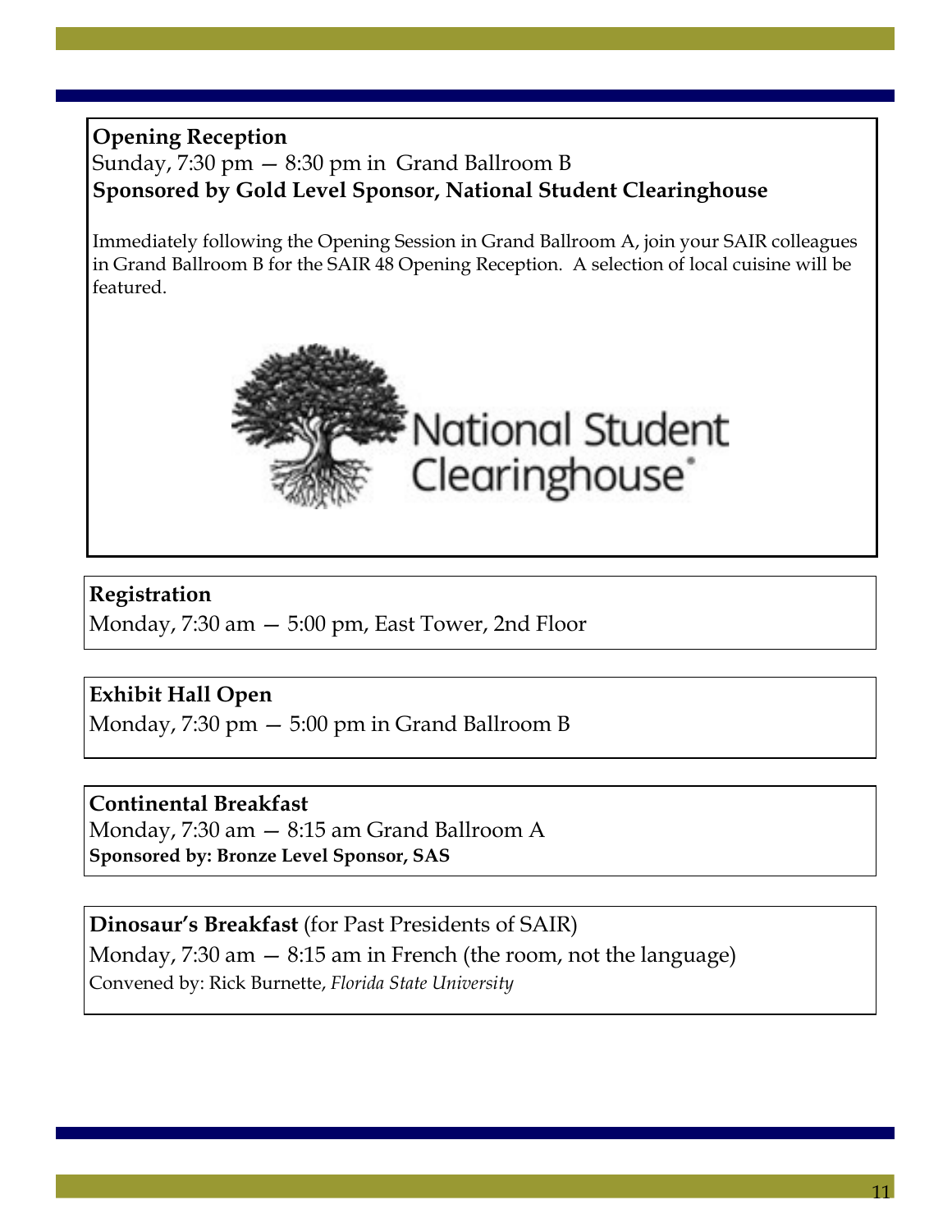**Opening Reception**

Sunday, 7:30 pm — 8:30 pm in Grand Ballroom B

**Sponsored by Gold Level Sponsor, National Student Clearinghouse**

Immediately following the Opening Session in Grand Ballroom A, join your SAIR colleagues in Grand Ballroom B for the SAIR 48 Opening Reception. A selection of local cuisine will be featured.

**Registration**

Monday, 7:30 am — 5:00 pm, East Tower, 2nd Floor

**Exhibit Hall Open**

Monday, 7:30 pm — 5:00 pm in Grand Ballroom B

**Continental Breakfast**

Monday, 7:30 am — 8:15 am Grand Ballroom A

**Sponsored by: Bronze Level Sponsor, SAS**

**Dinosaur's Breakfast** (for Past Presidents of SAIR)

Monday, 7:30 am — 8:15 am in French (the room, not the language)

Convened by: Rick Burnette, *Florida State University*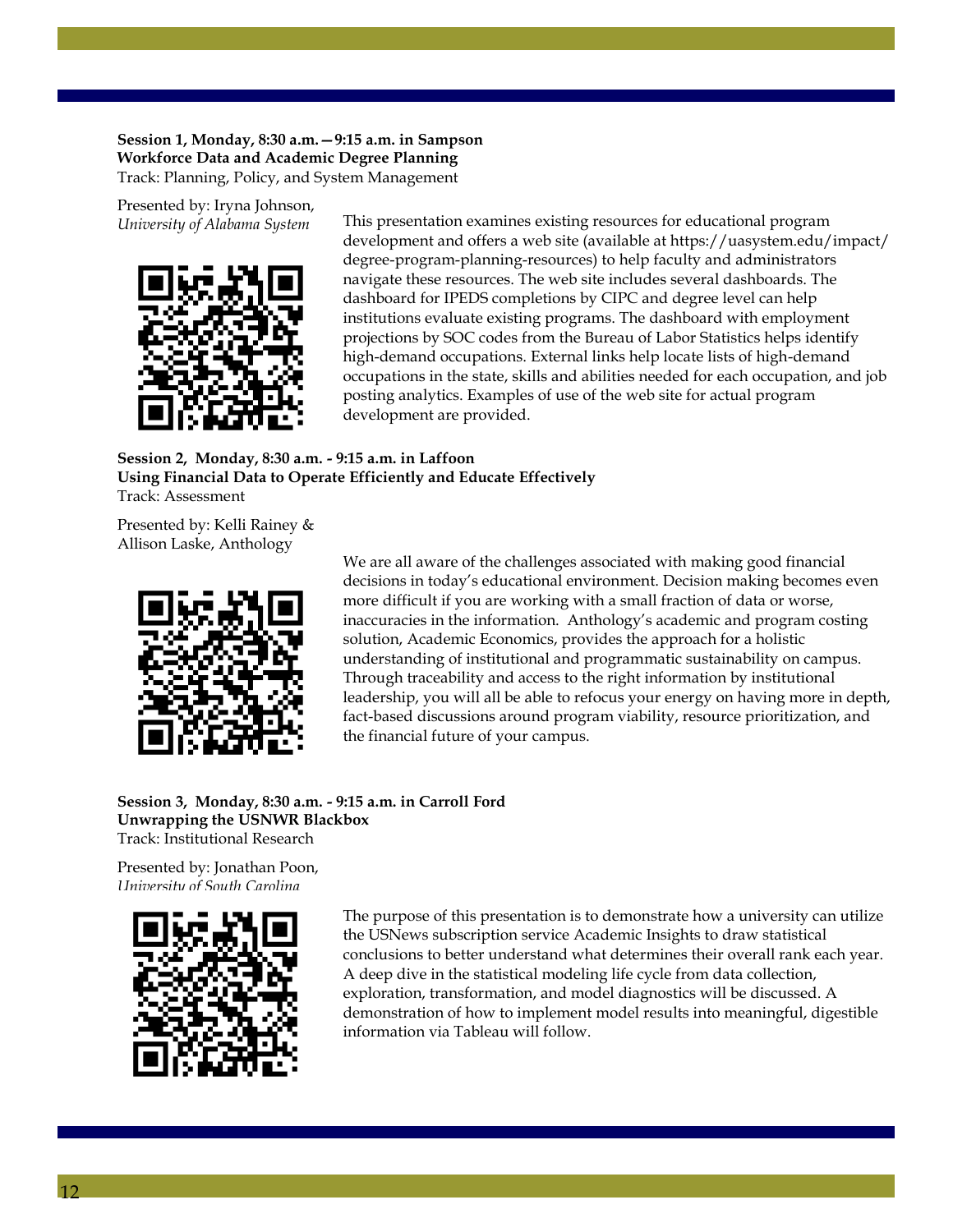**Session 1, Monday, 8:30 a.m.—9:15 a.m. in Sampson**
**Workforce Data and Academic Degree Planning**
Track: Planning, Policy, and System Management

Presented by: Iryna Johnson,
*University of Alabama System*

This presentation examines existing resources for educational program development and offers a web site (available at https://uasystem.edu/impact/degree-program-planning-resources) to help faculty and administrators navigate these resources. The web site includes several dashboards. The dashboard for IPEDS completions by CIPC and degree level can help institutions evaluate existing programs. The dashboard with employment projections by SOC codes from the Bureau of Labor Statistics helps identify high-demand occupations. External links help locate lists of high-demand occupations in the state, skills and abilities needed for each occupation, and job posting analytics. Examples of use of the web site for actual program development are provided.

**Session 2, Monday, 8:30 a.m. - 9:15 a.m. in Laffoon**
**Using Financial Data to Operate Efficiently and Educate Effectively**
Track: Assessment

Presented by: Kelli Rainey & Allison Laske, Anthology

We are all aware of the challenges associated with making good financial decisions in today's educational environment. Decision making becomes even more difficult if you are working with a small fraction of data or worse, inaccuracies in the information. Anthology's academic and program costing solution, Academic Economics, provides the approach for a holistic understanding of institutional and programmatic sustainability on campus. Through traceability and access to the right information by institutional leadership, you will all be able to refocus your energy on having more in depth, fact-based discussions around program viability, resource prioritization, and the financial future of your campus.

**Session 3, Monday, 8:30 a.m. - 9:15 a.m. in Carroll Ford**
**Unwrapping the USNWR Blackbox**
Track: Institutional Research

Presented by: Jonathan Poon,
*University of South Carolina*

The purpose of this presentation is to demonstrate how a university can utilize the USNews subscription service Academic Insights to draw statistical conclusions to better understand what determines their overall rank each year. A deep dive in the statistical modeling life cycle from data collection, exploration, transformation, and model diagnostics will be discussed. A demonstration of how to implement model results into meaningful, digestible information via Tableau will follow.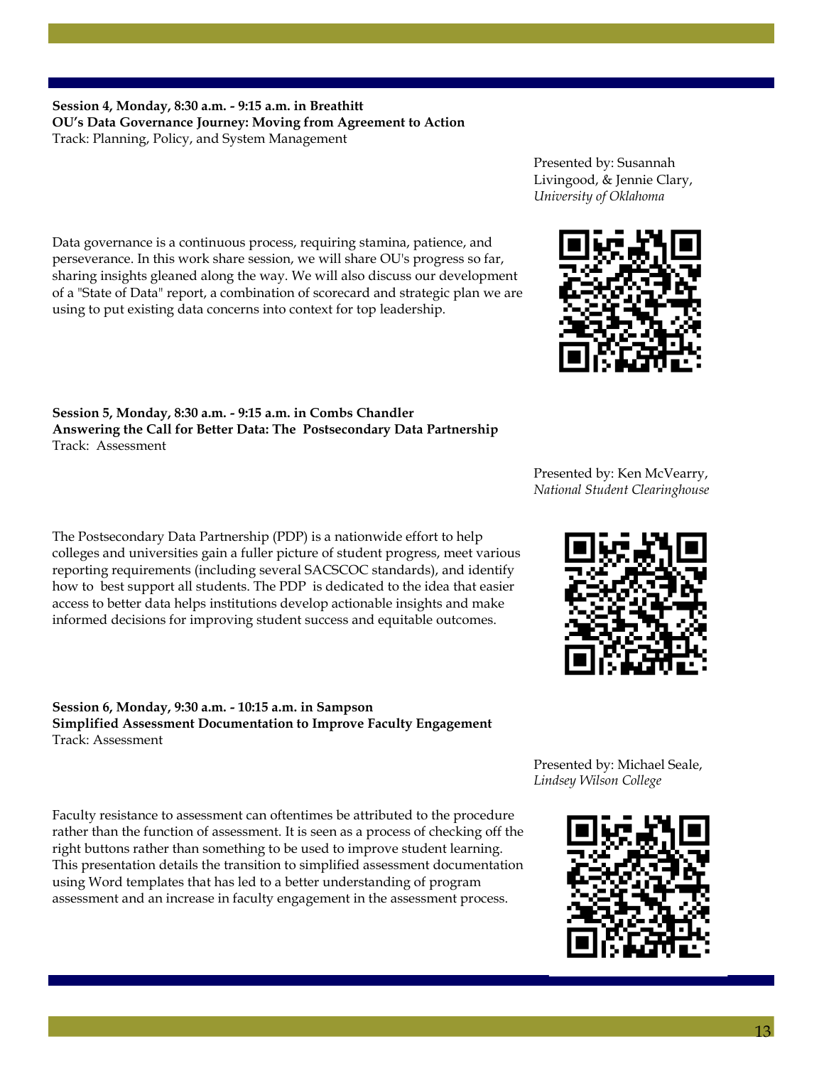**Session 4, Monday, 8:30 a.m. - 9:15 a.m. in Breathitt**
**OU's Data Governance Journey: Moving from Agreement to Action**
Track: Planning, Policy, and System Management

Presented by: Susannah Livingood, & Jennie Clary, *University of Oklahoma*

Data governance is a continuous process, requiring stamina, patience, and perseverance. In this work share session, we will share OU's progress so far, sharing insights gleaned along the way. We will also discuss our development of a "State of Data" report, a combination of scorecard and strategic plan we are using to put existing data concerns into context for top leadership.

**Session 5, Monday, 8:30 a.m. - 9:15 a.m. in Combs Chandler**
**Answering the Call for Better Data: The Postsecondary Data Partnership**
Track: Assessment

Presented by: Ken McVearry, *National Student Clearinghouse*

The Postsecondary Data Partnership (PDP) is a nationwide effort to help colleges and universities gain a fuller picture of student progress, meet various reporting requirements (including several SACSCOC standards), and identify how to best support all students. The PDP is dedicated to the idea that easier access to better data helps institutions develop actionable insights and make informed decisions for improving student success and equitable outcomes.

**Session 6, Monday, 9:30 a.m. - 10:15 a.m. in Sampson**
**Simplified Assessment Documentation to Improve Faculty Engagement**
Track: Assessment

Presented by: Michael Seale, *Lindsey Wilson College*

Faculty resistance to assessment can oftentimes be attributed to the procedure rather than the function of assessment. It is seen as a process of checking off the right buttons rather than something to be used to improve student learning. This presentation details the transition to simplified assessment documentation using Word templates that has led to a better understanding of program assessment and an increase in faculty engagement in the assessment process.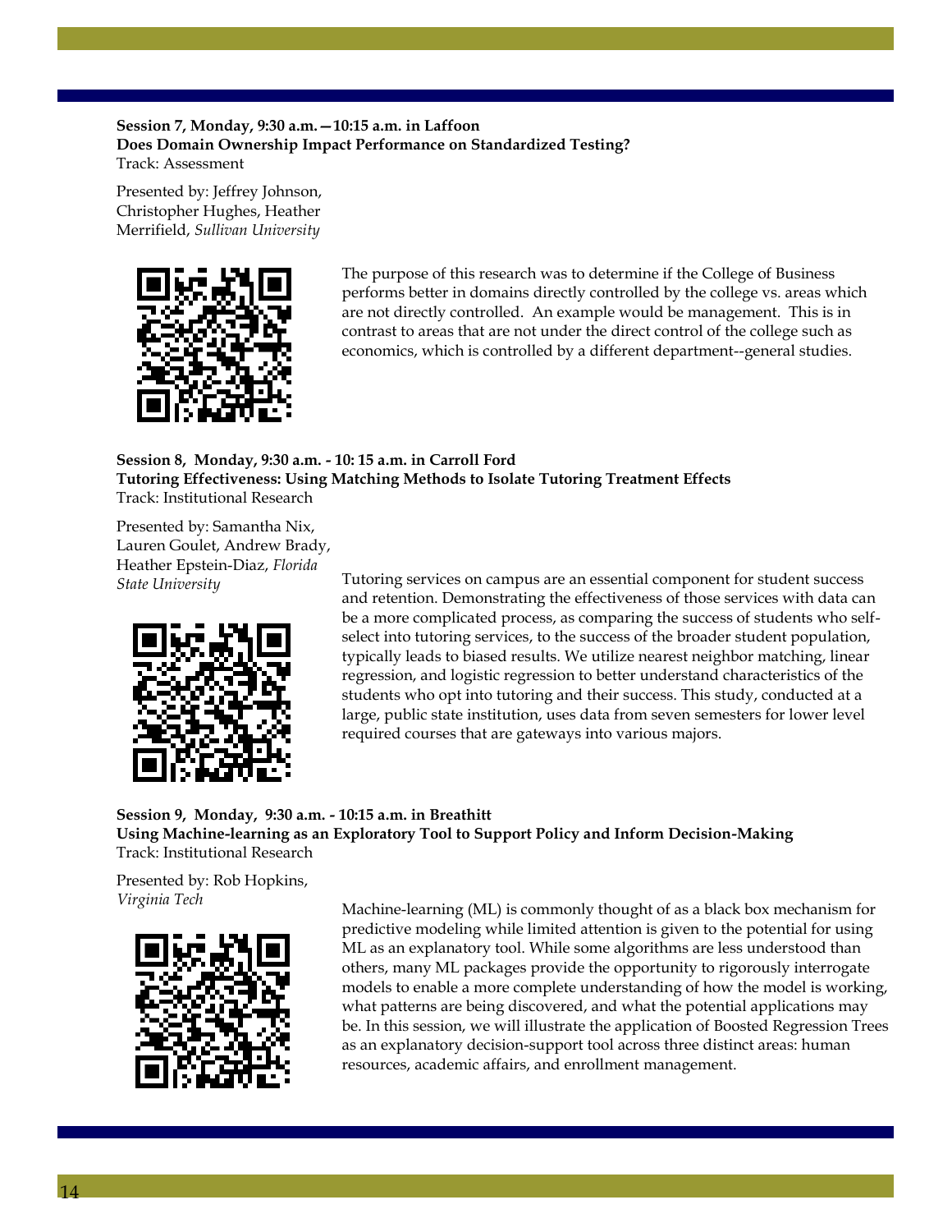**Session 7, Monday, 9:30 a.m.—10:15 a.m. in Laffoon**
**Does Domain Ownership Impact Performance on Standardized Testing?**
Track: Assessment

Presented by: Jeffrey Johnson, Christopher Hughes, Heather Merrifield, *Sullivan University*

The purpose of this research was to determine if the College of Business performs better in domains directly controlled by the college vs. areas which are not directly controlled. An example would be management. This is in contrast to areas that are not under the direct control of the college such as economics, which is controlled by a different department--general studies.

**Session 8, Monday, 9:30 a.m. - 10: 15 a.m. in Carroll Ford**
**Tutoring Effectiveness: Using Matching Methods to Isolate Tutoring Treatment Effects**
Track: Institutional Research

Presented by: Samantha Nix, Lauren Goulet, Andrew Brady, Heather Epstein-Diaz, *Florida State University*

Tutoring services on campus are an essential component for student success and retention. Demonstrating the effectiveness of those services with data can be a more complicated process, as comparing the success of students who self-select into tutoring services, to the success of the broader student population, typically leads to biased results. We utilize nearest neighbor matching, linear regression, and logistic regression to better understand characteristics of the students who opt into tutoring and their success. This study, conducted at a large, public state institution, uses data from seven semesters for lower level required courses that are gateways into various majors.

**Session 9, Monday, 9:30 a.m. - 10:15 a.m. in Breathitt**
**Using Machine-learning as an Exploratory Tool to Support Policy and Inform Decision-Making**
Track: Institutional Research

Presented by: Rob Hopkins, *Virginia Tech*

Machine-learning (ML) is commonly thought of as a black box mechanism for predictive modeling while limited attention is given to the potential for using ML as an explanatory tool. While some algorithms are less understood than others, many ML packages provide the opportunity to rigorously interrogate models to enable a more complete understanding of how the model is working, what patterns are being discovered, and what the potential applications may be. In this session, we will illustrate the application of Boosted Regression Trees as an explanatory decision-support tool across three distinct areas: human resources, academic affairs, and enrollment management.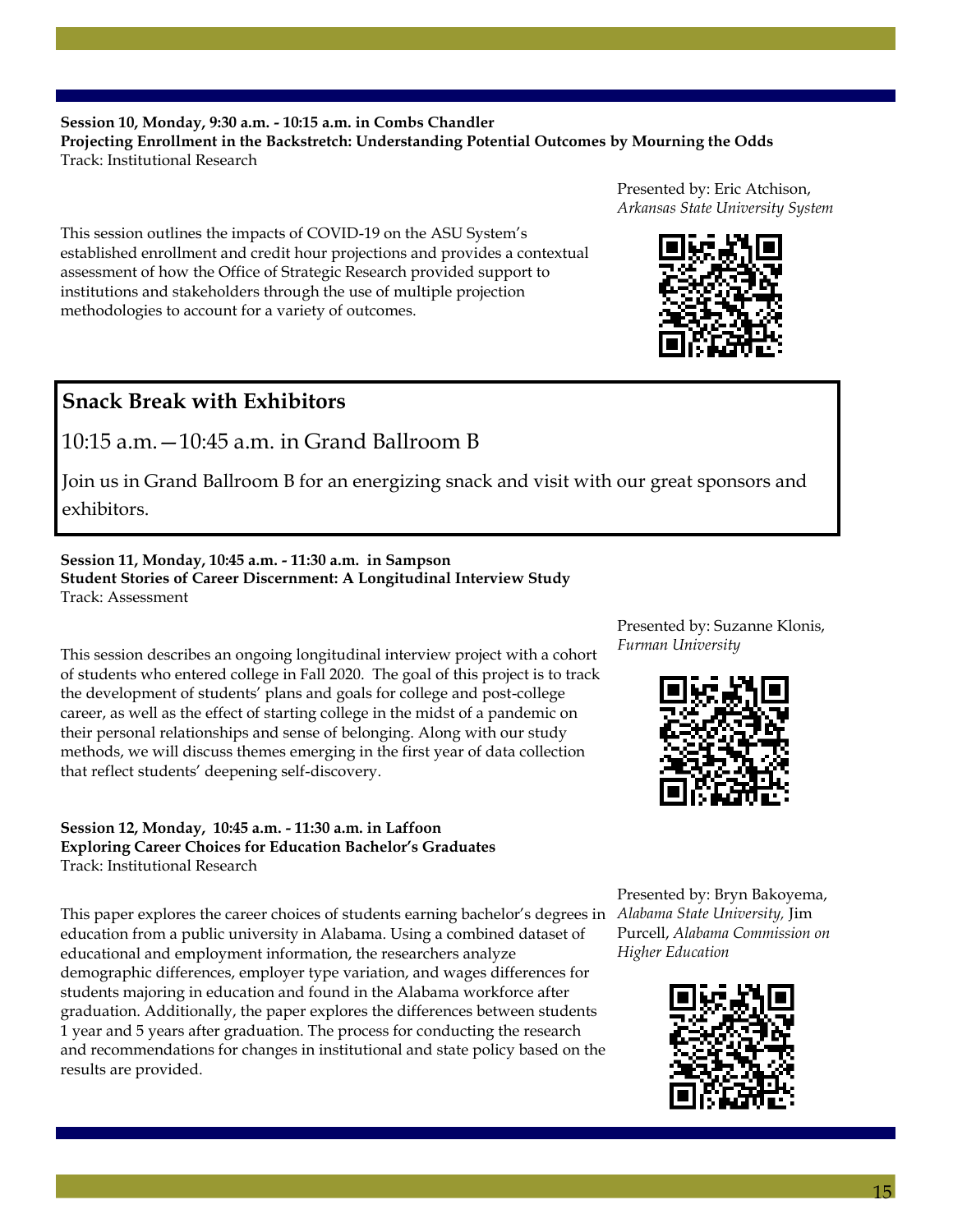**Session 10, Monday, 9:30 a.m. - 10:15 a.m. in Combs Chandler**
**Projecting Enrollment in the Backstretch: Understanding Potential Outcomes by Mourning the Odds**
Track: Institutional Research

Presented by: Eric Atchison, *Arkansas State University System*

This session outlines the impacts of COVID-19 on the ASU System's established enrollment and credit hour projections and provides a contextual assessment of how the Office of Strategic Research provided support to institutions and stakeholders through the use of multiple projection methodologies to account for a variety of outcomes.

## Snack Break with Exhibitors

10:15 a.m.—10:45 a.m. in Grand Ballroom B

Join us in Grand Ballroom B for an energizing snack and visit with our great sponsors and exhibitors.

**Session 11, Monday, 10:45 a.m. - 11:30 a.m. in Sampson**
**Student Stories of Career Discernment: A Longitudinal Interview Study**
Track: Assessment

Presented by: Suzanne Klonis, *Furman University*

This session describes an ongoing longitudinal interview project with a cohort of students who entered college in Fall 2020. The goal of this project is to track the development of students' plans and goals for college and post-college career, as well as the effect of starting college in the midst of a pandemic on their personal relationships and sense of belonging. Along with our study methods, we will discuss themes emerging in the first year of data collection that reflect students' deepening self-discovery.

**Session 12, Monday, 10:45 a.m. - 11:30 a.m. in Laffoon**
**Exploring Career Choices for Education Bachelor's Graduates**
Track: Institutional Research

Presented by: Bryn Bakoyema, *Alabama State University,* Jim Purcell, *Alabama Commission on Higher Education*

This paper explores the career choices of students earning bachelor's degrees in education from a public university in Alabama. Using a combined dataset of educational and employment information, the researchers analyze demographic differences, employer type variation, and wages differences for students majoring in education and found in the Alabama workforce after graduation. Additionally, the paper explores the differences between students 1 year and 5 years after graduation. The process for conducting the research and recommendations for changes in institutional and state policy based on the results are provided.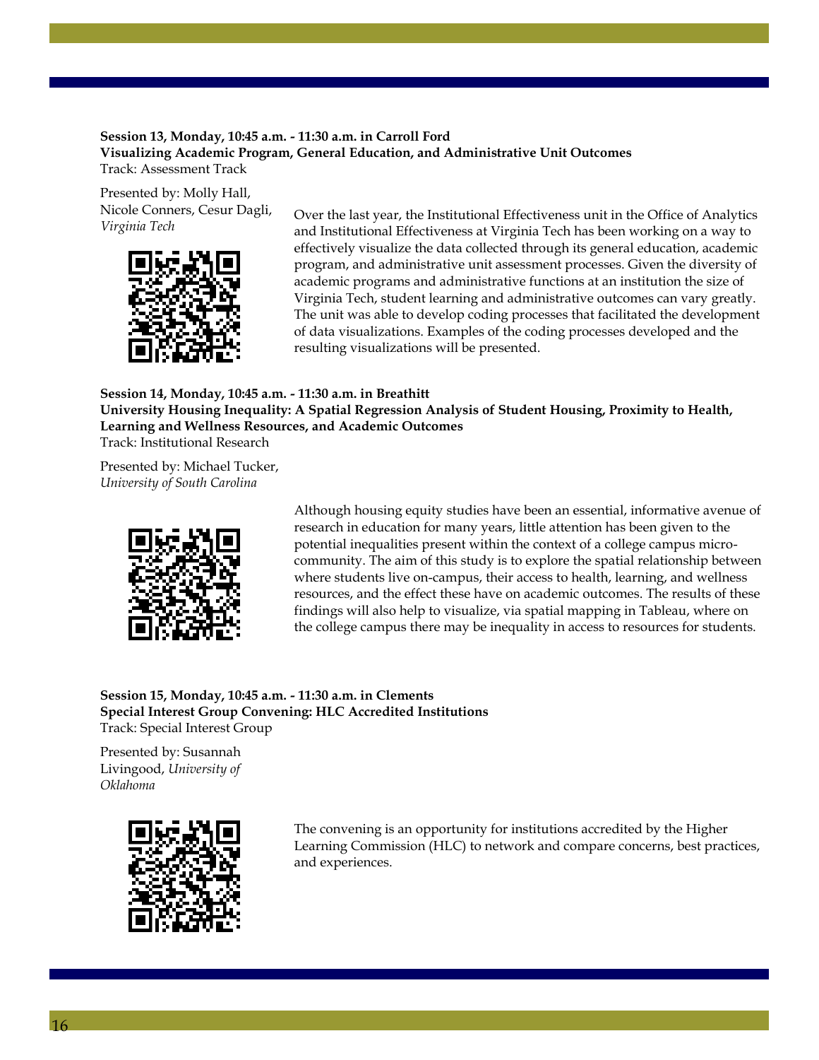**Session 13, Monday, 10:45 a.m. - 11:30 a.m. in Carroll Ford**
**Visualizing Academic Program, General Education, and Administrative Unit Outcomes**
Track: Assessment Track

Presented by: Molly Hall, Nicole Conners, Cesur Dagli, *Virginia Tech*

Over the last year, the Institutional Effectiveness unit in the Office of Analytics and Institutional Effectiveness at Virginia Tech has been working on a way to effectively visualize the data collected through its general education, academic program, and administrative unit assessment processes. Given the diversity of academic programs and administrative functions at an institution the size of Virginia Tech, student learning and administrative outcomes can vary greatly. The unit was able to develop coding processes that facilitated the development of data visualizations. Examples of the coding processes developed and the resulting visualizations will be presented.

**Session 14, Monday, 10:45 a.m. - 11:30 a.m. in Breathitt**
**University Housing Inequality: A Spatial Regression Analysis of Student Housing, Proximity to Health, Learning and Wellness Resources, and Academic Outcomes**
Track: Institutional Research

Presented by: Michael Tucker, *University of South Carolina*

Although housing equity studies have been an essential, informative avenue of research in education for many years, little attention has been given to the potential inequalities present within the context of a college campus micro-community. The aim of this study is to explore the spatial relationship between where students live on-campus, their access to health, learning, and wellness resources, and the effect these have on academic outcomes. The results of these findings will also help to visualize, via spatial mapping in Tableau, where on the college campus there may be inequality in access to resources for students.

**Session 15, Monday, 10:45 a.m. - 11:30 a.m. in Clements**
**Special Interest Group Convening: HLC Accredited Institutions**
Track: Special Interest Group

Presented by: Susannah Livingood, *University of Oklahoma*

The convening is an opportunity for institutions accredited by the Higher Learning Commission (HLC) to network and compare concerns, best practices, and experiences.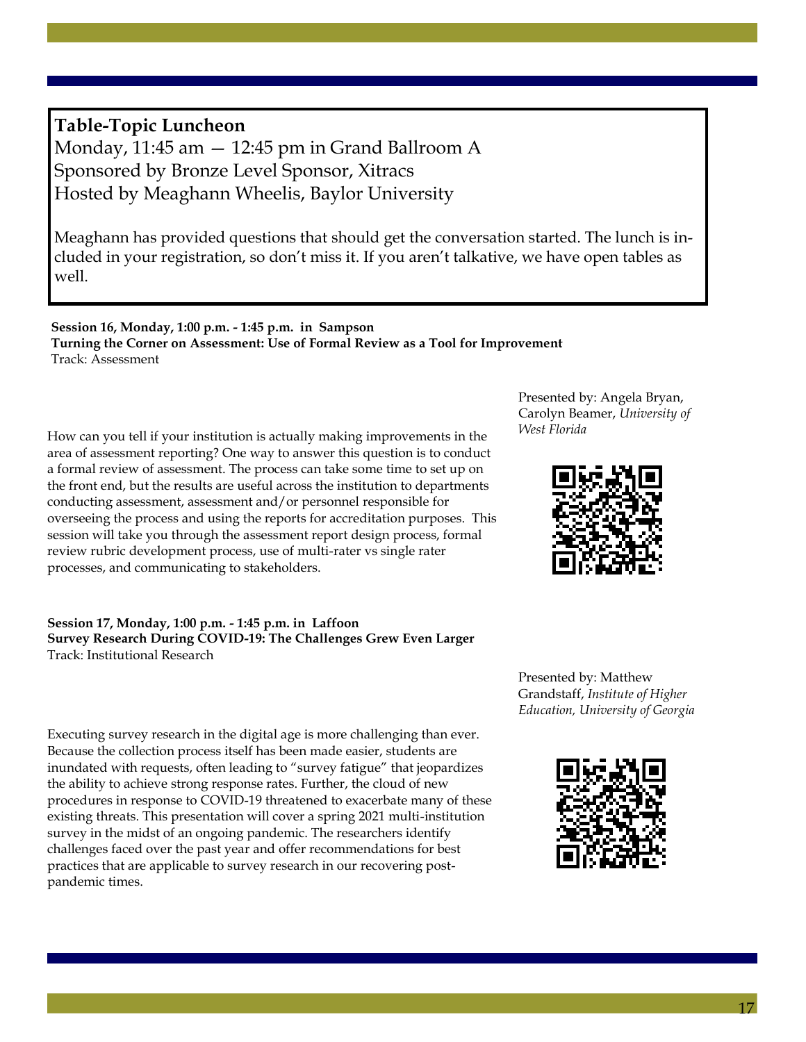**Table-Topic Luncheon**

Monday, 11:45 am — 12:45 pm in Grand Ballroom A
Sponsored by Bronze Level Sponsor, Xitracs
Hosted by Meaghann Wheelis, Baylor University

Meaghann has provided questions that should get the conversation started. The lunch is included in your registration, so don't miss it. If you aren't talkative, we have open tables as well.

**Session 16, Monday, 1:00 p.m. - 1:45 p.m. in Sampson**
**Turning the Corner on Assessment: Use of Formal Review as a Tool for Improvement**
Track: Assessment

Presented by: Angela Bryan, Carolyn Beamer, *University of West Florida*

How can you tell if your institution is actually making improvements in the area of assessment reporting? One way to answer this question is to conduct a formal review of assessment. The process can take some time to set up on the front end, but the results are useful across the institution to departments conducting assessment, assessment and/or personnel responsible for overseeing the process and using the reports for accreditation purposes. This session will take you through the assessment report design process, formal review rubric development process, use of multi-rater vs single rater processes, and communicating to stakeholders.

**Session 17, Monday, 1:00 p.m. - 1:45 p.m. in Laffoon**
**Survey Research During COVID-19: The Challenges Grew Even Larger**
Track: Institutional Research

Presented by: Matthew Grandstaff, *Institute of Higher Education, University of Georgia*

Executing survey research in the digital age is more challenging than ever. Because the collection process itself has been made easier, students are inundated with requests, often leading to "survey fatigue" that jeopardizes the ability to achieve strong response rates. Further, the cloud of new procedures in response to COVID-19 threatened to exacerbate many of these existing threats. This presentation will cover a spring 2021 multi-institution survey in the midst of an ongoing pandemic. The researchers identify challenges faced over the past year and offer recommendations for best practices that are applicable to survey research in our recovering post-pandemic times.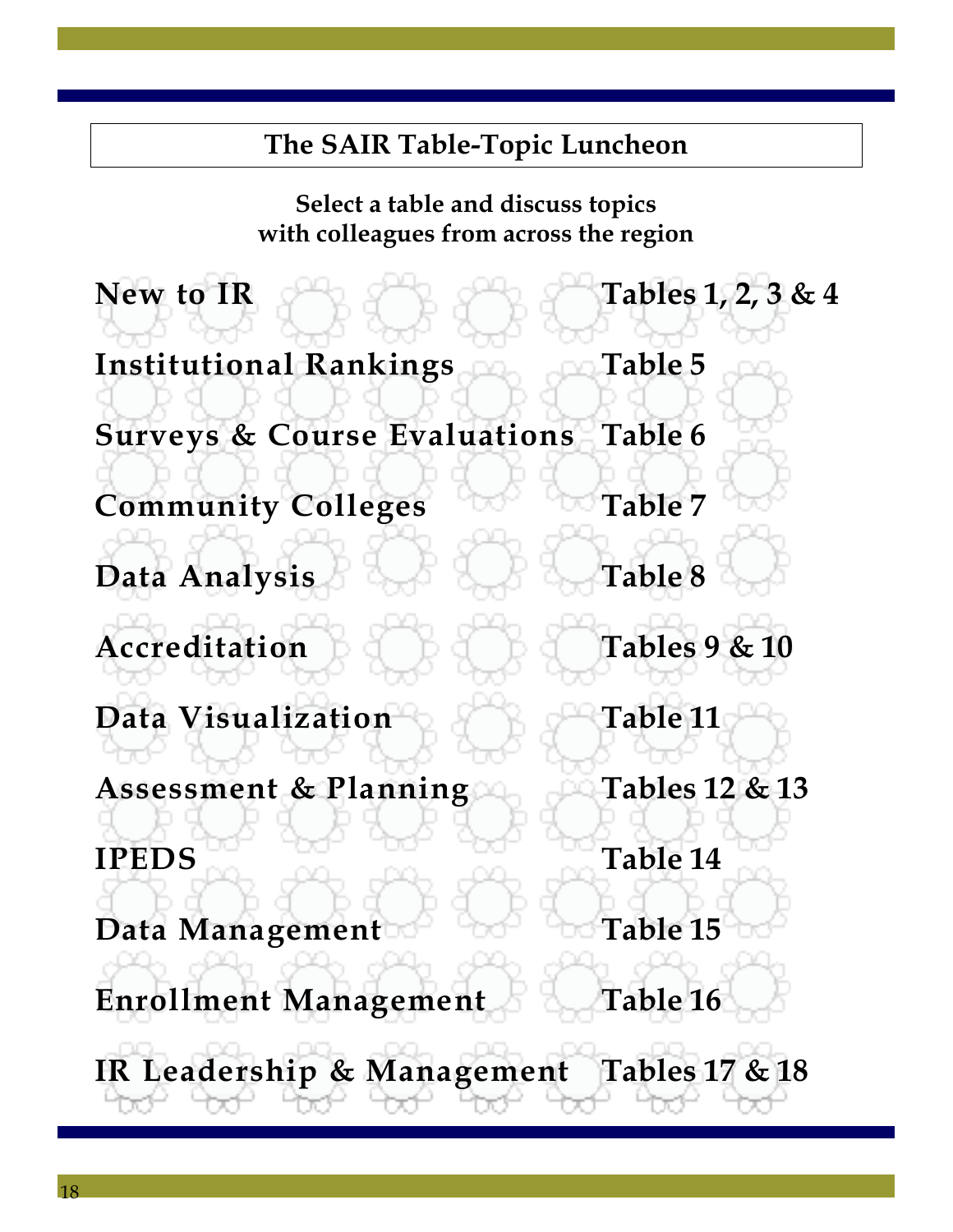# The SAIR Table-Topic Luncheon

**Select a table and discuss topics with colleagues from across the region**

| Topic | Tables |
|---|---|
| **New to IR** | **Tables 1, 2, 3 & 4** |
| **Institutional Rankings** | **Table 5** |
| **Surveys & Course Evaluations** | **Table 6** |
| **Community Colleges** | **Table 7** |
| **Data Analysis** | **Table 8** |
| **Accreditation** | **Tables 9 & 10** |
| **Data Visualization** | **Table 11** |
| **Assessment & Planning** | **Tables 12 & 13** |
| **IPEDS** | **Table 14** |
| **Data Management** | **Table 15** |
| **Enrollment Management** | **Table 16** |
| **IR Leadership & Management** | **Tables 17 & 18** |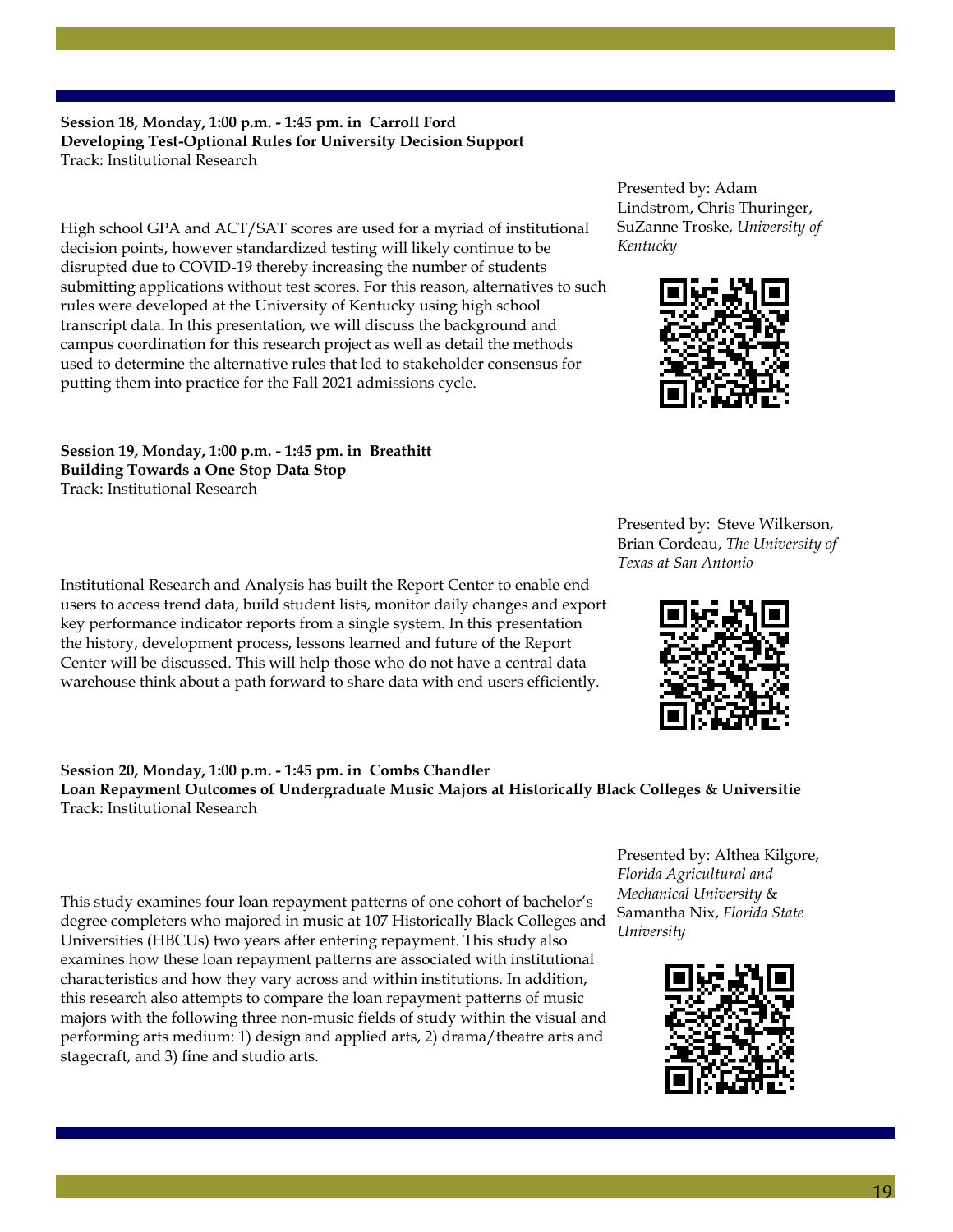**Session 18, Monday, 1:00 p.m. - 1:45 pm. in Carroll Ford**
**Developing Test-Optional Rules for University Decision Support**
Track: Institutional Research

Presented by: Adam Lindstrom, Chris Thuringer, SuZanne Troske, *University of Kentucky*

High school GPA and ACT/SAT scores are used for a myriad of institutional decision points, however standardized testing will likely continue to be disrupted due to COVID-19 thereby increasing the number of students submitting applications without test scores. For this reason, alternatives to such rules were developed at the University of Kentucky using high school transcript data. In this presentation, we will discuss the background and campus coordination for this research project as well as detail the methods used to determine the alternative rules that led to stakeholder consensus for putting them into practice for the Fall 2021 admissions cycle.

**Session 19, Monday, 1:00 p.m. - 1:45 pm. in Breathitt**
**Building Towards a One Stop Data Stop**
Track: Institutional Research

Presented by: Steve Wilkerson, Brian Cordeau, *The University of Texas at San Antonio*

Institutional Research and Analysis has built the Report Center to enable end users to access trend data, build student lists, monitor daily changes and export key performance indicator reports from a single system. In this presentation the history, development process, lessons learned and future of the Report Center will be discussed. This will help those who do not have a central data warehouse think about a path forward to share data with end users efficiently.

**Session 20, Monday, 1:00 p.m. - 1:45 pm. in Combs Chandler**
**Loan Repayment Outcomes of Undergraduate Music Majors at Historically Black Colleges & Universitie**
Track: Institutional Research

Presented by: Althea Kilgore, *Florida Agricultural and Mechanical University* & Samantha Nix, *Florida State University*

This study examines four loan repayment patterns of one cohort of bachelor's degree completers who majored in music at 107 Historically Black Colleges and Universities (HBCUs) two years after entering repayment. This study also examines how these loan repayment patterns are associated with institutional characteristics and how they vary across and within institutions. In addition, this research also attempts to compare the loan repayment patterns of music majors with the following three non-music fields of study within the visual and performing arts medium: 1) design and applied arts, 2) drama/theatre arts and stagecraft, and 3) fine and studio arts.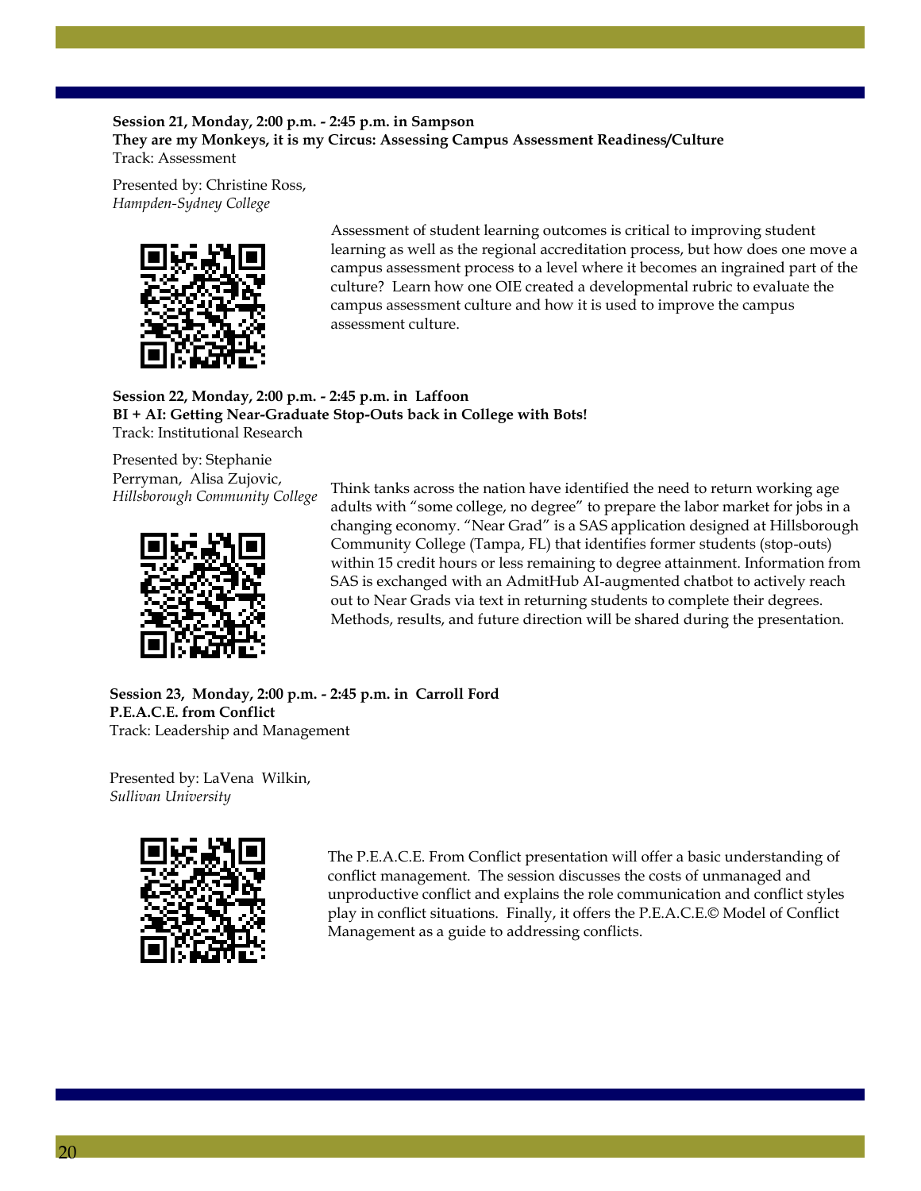**Session 21, Monday, 2:00 p.m. - 2:45 p.m. in Sampson**
**They are my Monkeys, it is my Circus: Assessing Campus Assessment Readiness/Culture**
Track: Assessment

Presented by: Christine Ross,
*Hampden-Sydney College*

Assessment of student learning outcomes is critical to improving student learning as well as the regional accreditation process, but how does one move a campus assessment process to a level where it becomes an ingrained part of the culture? Learn how one OIE created a developmental rubric to evaluate the campus assessment culture and how it is used to improve the campus assessment culture.

**Session 22, Monday, 2:00 p.m. - 2:45 p.m. in Laffoon**
**BI + AI: Getting Near-Graduate Stop-Outs back in College with Bots!**
Track: Institutional Research

Presented by: Stephanie Perryman, Alisa Zujovic,
*Hillsborough Community College*

Think tanks across the nation have identified the need to return working age adults with "some college, no degree" to prepare the labor market for jobs in a changing economy. "Near Grad" is a SAS application designed at Hillsborough Community College (Tampa, FL) that identifies former students (stop-outs) within 15 credit hours or less remaining to degree attainment. Information from SAS is exchanged with an AdmitHub AI-augmented chatbot to actively reach out to Near Grads via text in returning students to complete their degrees. Methods, results, and future direction will be shared during the presentation.

**Session 23, Monday, 2:00 p.m. - 2:45 p.m. in Carroll Ford**
**P.E.A.C.E. from Conflict**
Track: Leadership and Management

Presented by: LaVena Wilkin,
*Sullivan University*

The P.E.A.C.E. From Conflict presentation will offer a basic understanding of conflict management. The session discusses the costs of unmanaged and unproductive conflict and explains the role communication and conflict styles play in conflict situations. Finally, it offers the P.E.A.C.E.© Model of Conflict Management as a guide to addressing conflicts.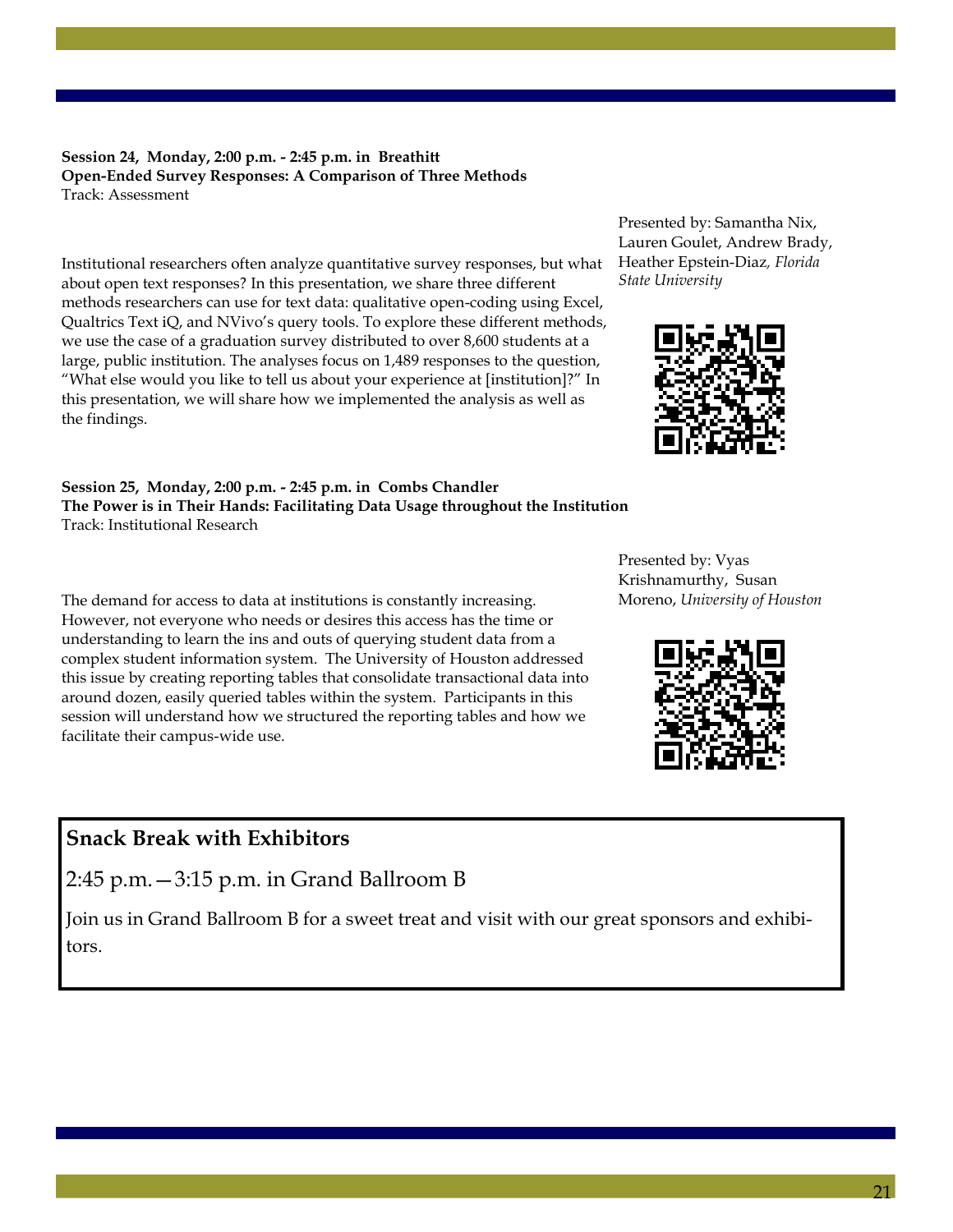**Session 24, Monday, 2:00 p.m. - 2:45 p.m. in Breathitt**
**Open-Ended Survey Responses: A Comparison of Three Methods**
Track: Assessment

Presented by: Samantha Nix, Lauren Goulet, Andrew Brady, Heather Epstein-Diaz, *Florida State University*

Institutional researchers often analyze quantitative survey responses, but what about open text responses? In this presentation, we share three different methods researchers can use for text data: qualitative open-coding using Excel, Qualtrics Text iQ, and NVivo's query tools. To explore these different methods, we use the case of a graduation survey distributed to over 8,600 students at a large, public institution. The analyses focus on 1,489 responses to the question, "What else would you like to tell us about your experience at [institution]?" In this presentation, we will share how we implemented the analysis as well as the findings.

**Session 25, Monday, 2:00 p.m. - 2:45 p.m. in Combs Chandler**
**The Power is in Their Hands: Facilitating Data Usage throughout the Institution**
Track: Institutional Research

Presented by: Vyas Krishnamurthy, Susan Moreno, *University of Houston*

The demand for access to data at institutions is constantly increasing. However, not everyone who needs or desires this access has the time or understanding to learn the ins and outs of querying student data from a complex student information system. The University of Houston addressed this issue by creating reporting tables that consolidate transactional data into around dozen, easily queried tables within the system. Participants in this session will understand how we structured the reporting tables and how we facilitate their campus-wide use.

## Snack Break with Exhibitors

2:45 p.m.—3:15 p.m. in Grand Ballroom B

Join us in Grand Ballroom B for a sweet treat and visit with our great sponsors and exhibitors.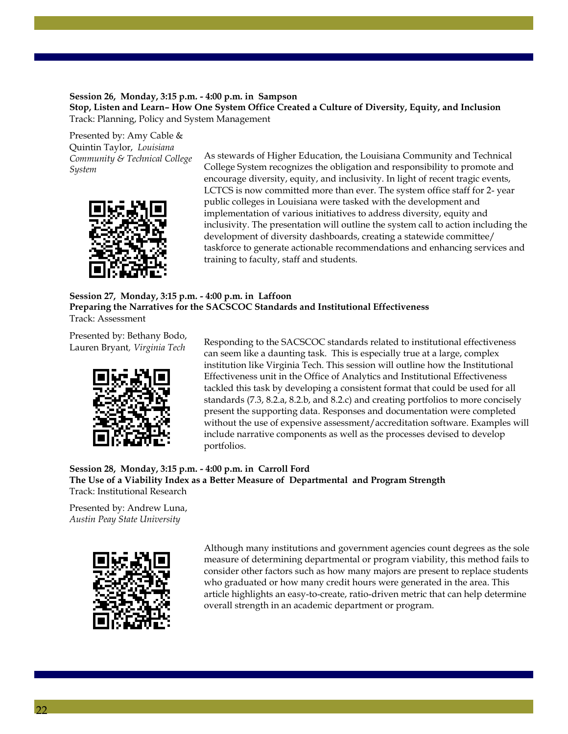**Session 26, Monday, 3:15 p.m. - 4:00 p.m. in Sampson**
**Stop, Listen and Learn– How One System Office Created a Culture of Diversity, Equity, and Inclusion**
Track: Planning, Policy and System Management

Presented by: Amy Cable & Quintin Taylor, *Louisiana Community & Technical College System*

As stewards of Higher Education, the Louisiana Community and Technical College System recognizes the obligation and responsibility to promote and encourage diversity, equity, and inclusivity. In light of recent tragic events, LCTCS is now committed more than ever. The system office staff for 2- year public colleges in Louisiana were tasked with the development and implementation of various initiatives to address diversity, equity and inclusivity. The presentation will outline the system call to action including the development of diversity dashboards, creating a statewide committee/ taskforce to generate actionable recommendations and enhancing services and training to faculty, staff and students.

**Session 27, Monday, 3:15 p.m. - 4:00 p.m. in Laffoon**
**Preparing the Narratives for the SACSCOC Standards and Institutional Effectiveness**
Track: Assessment

Presented by: Bethany Bodo, Lauren Bryant, *Virginia Tech*

Responding to the SACSCOC standards related to institutional effectiveness can seem like a daunting task. This is especially true at a large, complex institution like Virginia Tech. This session will outline how the Institutional Effectiveness unit in the Office of Analytics and Institutional Effectiveness tackled this task by developing a consistent format that could be used for all standards (7.3, 8.2.a, 8.2.b, and 8.2.c) and creating portfolios to more concisely present the supporting data. Responses and documentation were completed without the use of expensive assessment/accreditation software. Examples will include narrative components as well as the processes devised to develop portfolios.

**Session 28, Monday, 3:15 p.m. - 4:00 p.m. in Carroll Ford**
**The Use of a Viability Index as a Better Measure of Departmental and Program Strength**
Track: Institutional Research

Presented by: Andrew Luna, *Austin Peay State University*

Although many institutions and government agencies count degrees as the sole measure of determining departmental or program viability, this method fails to consider other factors such as how many majors are present to replace students who graduated or how many credit hours were generated in the area. This article highlights an easy-to-create, ratio-driven metric that can help determine overall strength in an academic department or program.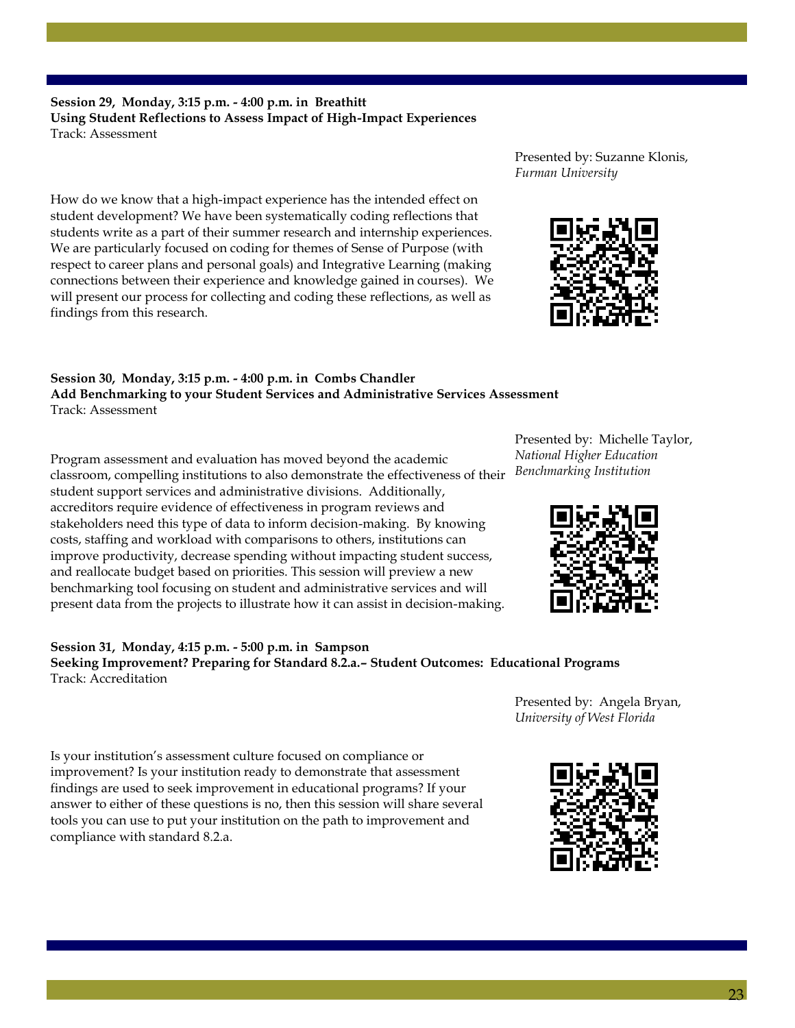**Session 29, Monday, 3:15 p.m. - 4:00 p.m. in Breathitt**
**Using Student Reflections to Assess Impact of High-Impact Experiences**
Track: Assessment

Presented by: Suzanne Klonis, *Furman University*

How do we know that a high-impact experience has the intended effect on student development? We have been systematically coding reflections that students write as a part of their summer research and internship experiences. We are particularly focused on coding for themes of Sense of Purpose (with respect to career plans and personal goals) and Integrative Learning (making connections between their experience and knowledge gained in courses). We will present our process for collecting and coding these reflections, as well as findings from this research.

**Session 30, Monday, 3:15 p.m. - 4:00 p.m. in Combs Chandler**
**Add Benchmarking to your Student Services and Administrative Services Assessment**
Track: Assessment

Presented by: Michelle Taylor, *National Higher Education Benchmarking Institution*

Program assessment and evaluation has moved beyond the academic classroom, compelling institutions to also demonstrate the effectiveness of their student support services and administrative divisions. Additionally, accreditors require evidence of effectiveness in program reviews and stakeholders need this type of data to inform decision-making. By knowing costs, staffing and workload with comparisons to others, institutions can improve productivity, decrease spending without impacting student success, and reallocate budget based on priorities. This session will preview a new benchmarking tool focusing on student and administrative services and will present data from the projects to illustrate how it can assist in decision-making.

**Session 31, Monday, 4:15 p.m. - 5:00 p.m. in Sampson**
**Seeking Improvement? Preparing for Standard 8.2.a.– Student Outcomes: Educational Programs**
Track: Accreditation

Presented by: Angela Bryan, *University of West Florida*

Is your institution's assessment culture focused on compliance or improvement? Is your institution ready to demonstrate that assessment findings are used to seek improvement in educational programs? If your answer to either of these questions is no, then this session will share several tools you can use to put your institution on the path to improvement and compliance with standard 8.2.a.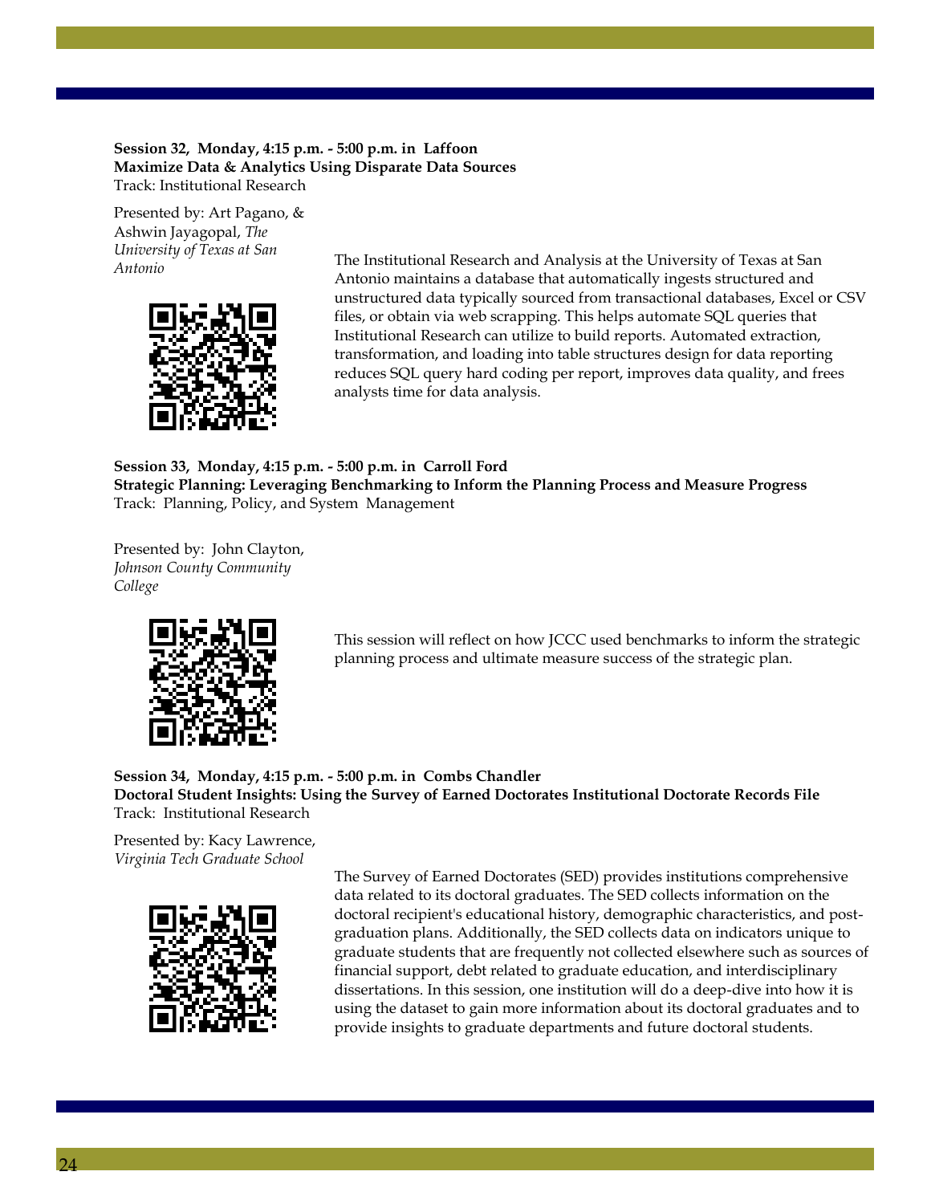**Session 32, Monday, 4:15 p.m. - 5:00 p.m. in Laffoon**
**Maximize Data & Analytics Using Disparate Data Sources**
Track: Institutional Research

Presented by: Art Pagano, & Ashwin Jayagopal, *The University of Texas at San Antonio*

The Institutional Research and Analysis at the University of Texas at San Antonio maintains a database that automatically ingests structured and unstructured data typically sourced from transactional databases, Excel or CSV files, or obtain via web scrapping. This helps automate SQL queries that Institutional Research can utilize to build reports. Automated extraction, transformation, and loading into table structures design for data reporting reduces SQL query hard coding per report, improves data quality, and frees analysts time for data analysis.

**Session 33, Monday, 4:15 p.m. - 5:00 p.m. in Carroll Ford**
**Strategic Planning: Leveraging Benchmarking to Inform the Planning Process and Measure Progress**
Track: Planning, Policy, and System Management

Presented by: John Clayton, *Johnson County Community College*

This session will reflect on how JCCC used benchmarks to inform the strategic planning process and ultimate measure success of the strategic plan.

**Session 34, Monday, 4:15 p.m. - 5:00 p.m. in Combs Chandler**
**Doctoral Student Insights: Using the Survey of Earned Doctorates Institutional Doctorate Records File**
Track: Institutional Research

Presented by: Kacy Lawrence, *Virginia Tech Graduate School*

The Survey of Earned Doctorates (SED) provides institutions comprehensive data related to its doctoral graduates. The SED collects information on the doctoral recipient's educational history, demographic characteristics, and post-graduation plans. Additionally, the SED collects data on indicators unique to graduate students that are frequently not collected elsewhere such as sources of financial support, debt related to graduate education, and interdisciplinary dissertations. In this session, one institution will do a deep-dive into how it is using the dataset to gain more information about its doctoral graduates and to provide insights to graduate departments and future doctoral students.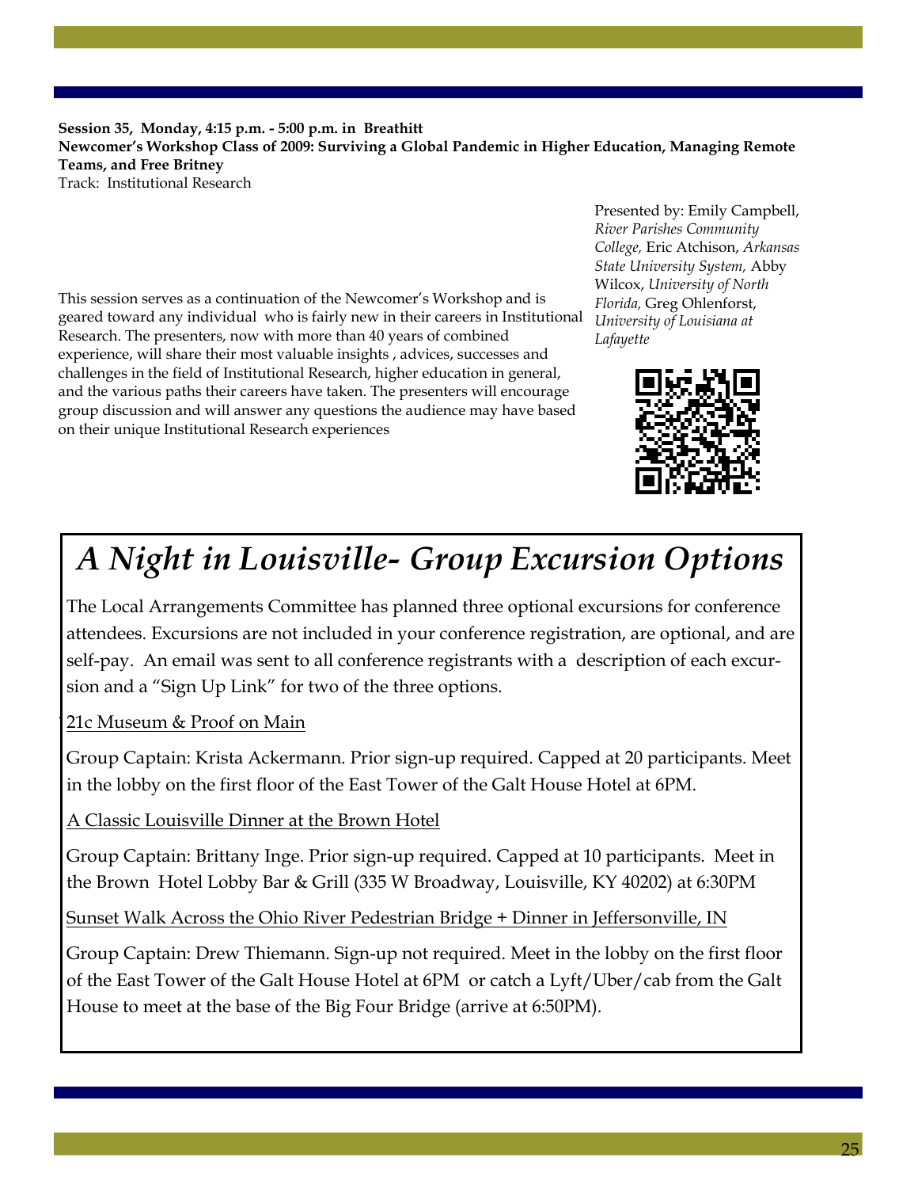**Session 35, Monday, 4:15 p.m. - 5:00 p.m. in Breathitt**
**Newcomer's Workshop Class of 2009: Surviving a Global Pandemic in Higher Education, Managing Remote Teams, and Free Britney**
Track: Institutional Research

Presented by: Emily Campbell, *River Parishes Community College,* Eric Atchison, *Arkansas State University System,* Abby Wilcox, *University of North Florida,* Greg Ohlenforst, *University of Louisiana at Lafayette*

This session serves as a continuation of the Newcomer's Workshop and is geared toward any individual who is fairly new in their careers in Institutional Research. The presenters, now with more than 40 years of combined experience, will share their most valuable insights , advices, successes and challenges in the field of Institutional Research, higher education in general, and the various paths their careers have taken. The presenters will encourage group discussion and will answer any questions the audience may have based on their unique Institutional Research experiences

# *A Night in Louisville- Group Excursion Options*

The Local Arrangements Committee has planned three optional excursions for conference attendees. Excursions are not included in your conference registration, are optional, and are self-pay. An email was sent to all conference registrants with a description of each excursion and a "Sign Up Link" for two of the three options.

21c Museum & Proof on Main

Group Captain: Krista Ackermann. Prior sign-up required. Capped at 20 participants. Meet in the lobby on the first floor of the East Tower of the Galt House Hotel at 6PM.

A Classic Louisville Dinner at the Brown Hotel

Group Captain: Brittany Inge. Prior sign-up required. Capped at 10 participants. Meet in the Brown Hotel Lobby Bar & Grill (335 W Broadway, Louisville, KY 40202) at 6:30PM

Sunset Walk Across the Ohio River Pedestrian Bridge + Dinner in Jeffersonville, IN

Group Captain: Drew Thiemann. Sign-up not required. Meet in the lobby on the first floor of the East Tower of the Galt House Hotel at 6PM or catch a Lyft/Uber/cab from the Galt House to meet at the base of the Big Four Bridge (arrive at 6:50PM).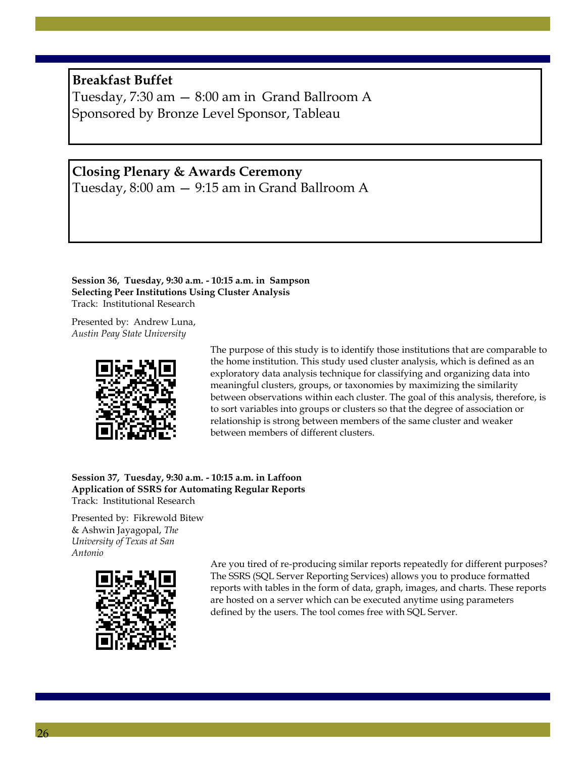**Breakfast Buffet**
Tuesday, 7:30 am — 8:00 am in Grand Ballroom A
Sponsored by Bronze Level Sponsor, Tableau

**Closing Plenary & Awards Ceremony**
Tuesday, 8:00 am — 9:15 am in Grand Ballroom A

**Session 36, Tuesday, 9:30 a.m. - 10:15 a.m. in Sampson**
**Selecting Peer Institutions Using Cluster Analysis**
Track: Institutional Research

Presented by: Andrew Luna, *Austin Peay State University*

The purpose of this study is to identify those institutions that are comparable to the home institution. This study used cluster analysis, which is defined as an exploratory data analysis technique for classifying and organizing data into meaningful clusters, groups, or taxonomies by maximizing the similarity between observations within each cluster. The goal of this analysis, therefore, is to sort variables into groups or clusters so that the degree of association or relationship is strong between members of the same cluster and weaker between members of different clusters.

**Session 37, Tuesday, 9:30 a.m. - 10:15 a.m. in Laffoon**
**Application of SSRS for Automating Regular Reports**
Track: Institutional Research

Presented by: Fikrewold Bitew & Ashwin Jayagopal, *The University of Texas at San Antonio*

Are you tired of re-producing similar reports repeatedly for different purposes? The SSRS (SQL Server Reporting Services) allows you to produce formatted reports with tables in the form of data, graph, images, and charts. These reports are hosted on a server which can be executed anytime using parameters defined by the users. The tool comes free with SQL Server.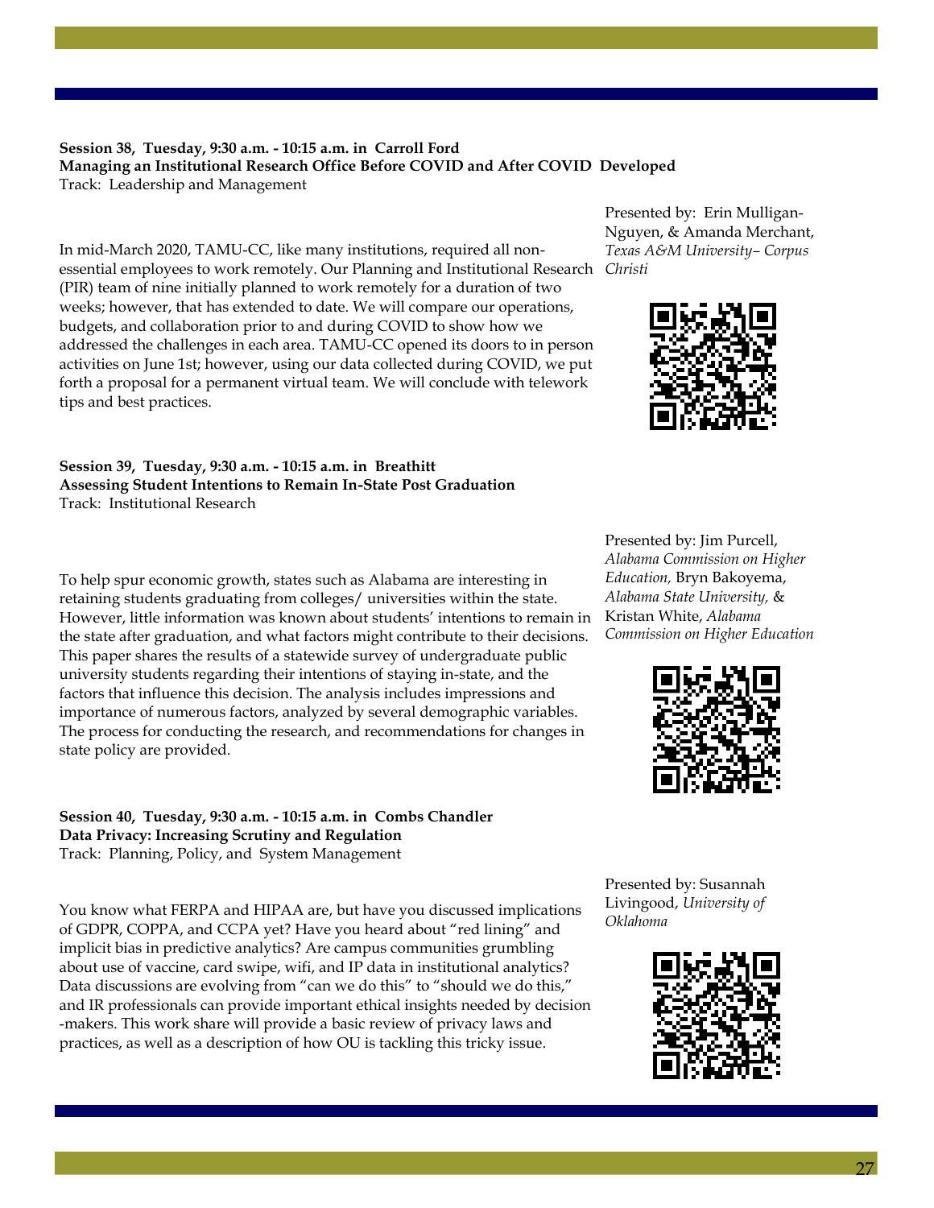**Session 38, Tuesday, 9:30 a.m. - 10:15 a.m. in Carroll Ford**
**Managing an Institutional Research Office Before COVID and After COVID Developed**
Track: Leadership and Management

Presented by: Erin Mulligan-Nguyen, & Amanda Merchant, *Texas A&M University– Corpus Christi*

In mid-March 2020, TAMU-CC, like many institutions, required all non-essential employees to work remotely. Our Planning and Institutional Research (PIR) team of nine initially planned to work remotely for a duration of two weeks; however, that has extended to date. We will compare our operations, budgets, and collaboration prior to and during COVID to show how we addressed the challenges in each area. TAMU-CC opened its doors to in person activities on June 1st; however, using our data collected during COVID, we put forth a proposal for a permanent virtual team. We will conclude with telework tips and best practices.

**Session 39, Tuesday, 9:30 a.m. - 10:15 a.m. in Breathitt**
**Assessing Student Intentions to Remain In-State Post Graduation**
Track: Institutional Research

Presented by: Jim Purcell, *Alabama Commission on Higher Education,* Bryn Bakoyema, *Alabama State University,* & Kristan White, *Alabama Commission on Higher Education*

To help spur economic growth, states such as Alabama are interesting in retaining students graduating from colleges/ universities within the state. However, little information was known about students' intentions to remain in the state after graduation, and what factors might contribute to their decisions. This paper shares the results of a statewide survey of undergraduate public university students regarding their intentions of staying in-state, and the factors that influence this decision. The analysis includes impressions and importance of numerous factors, analyzed by several demographic variables. The process for conducting the research, and recommendations for changes in state policy are provided.

**Session 40, Tuesday, 9:30 a.m. - 10:15 a.m. in Combs Chandler**
**Data Privacy: Increasing Scrutiny and Regulation**
Track: Planning, Policy, and System Management

Presented by: Susannah Livingood, *University of Oklahoma*

You know what FERPA and HIPAA are, but have you discussed implications of GDPR, COPPA, and CCPA yet? Have you heard about "red lining" and implicit bias in predictive analytics? Are campus communities grumbling about use of vaccine, card swipe, wifi, and IP data in institutional analytics? Data discussions are evolving from "can we do this" to "should we do this," and IR professionals can provide important ethical insights needed by decision-makers. This work share will provide a basic review of privacy laws and practices, as well as a description of how OU is tackling this tricky issue.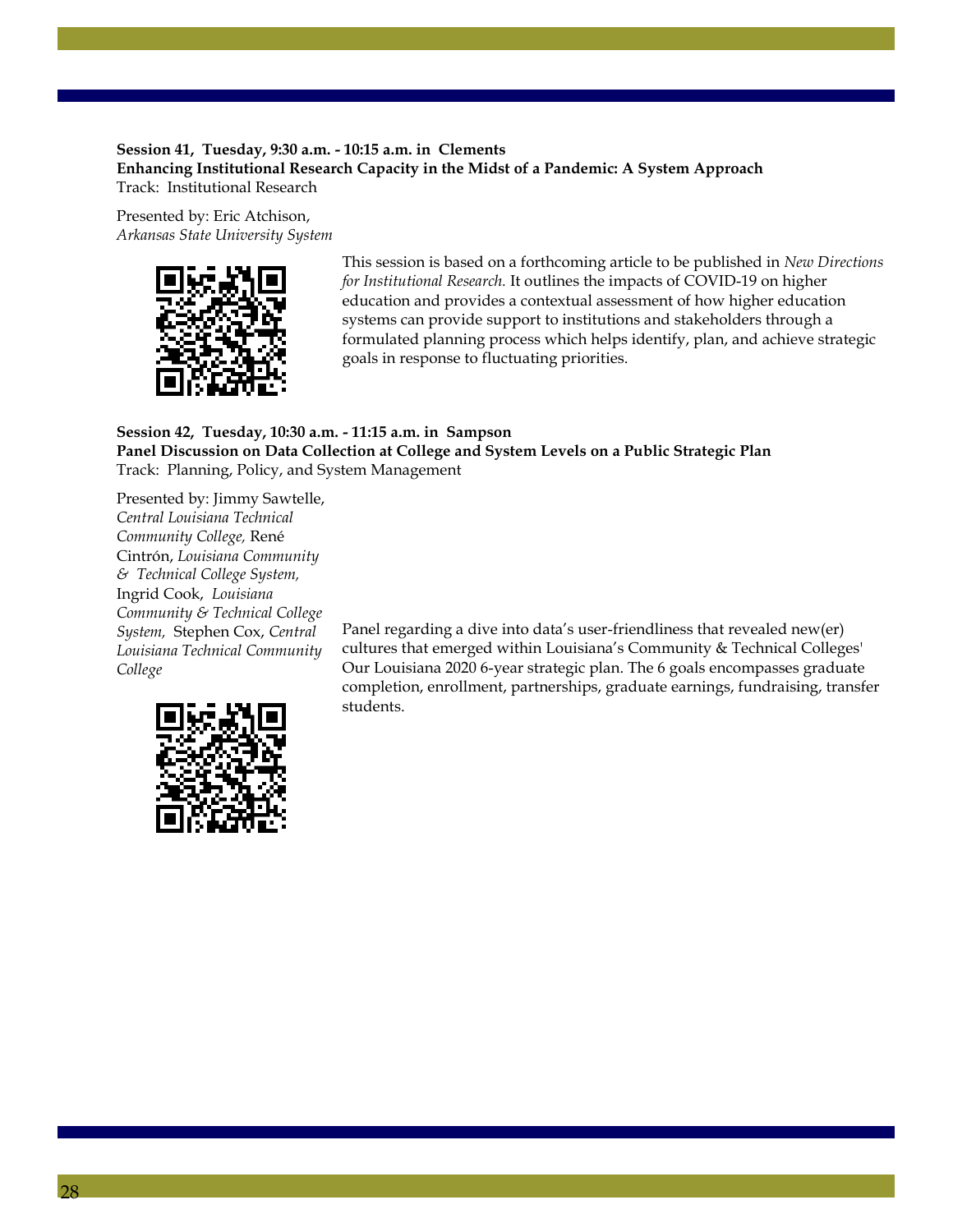**Session 41, Tuesday, 9:30 a.m. - 10:15 a.m. in Clements**
**Enhancing Institutional Research Capacity in the Midst of a Pandemic: A System Approach**
Track: Institutional Research

Presented by: Eric Atchison, *Arkansas State University System*

This session is based on a forthcoming article to be published in *New Directions for Institutional Research.* It outlines the impacts of COVID-19 on higher education and provides a contextual assessment of how higher education systems can provide support to institutions and stakeholders through a formulated planning process which helps identify, plan, and achieve strategic goals in response to fluctuating priorities.

**Session 42, Tuesday, 10:30 a.m. - 11:15 a.m. in Sampson**
**Panel Discussion on Data Collection at College and System Levels on a Public Strategic Plan**
Track: Planning, Policy, and System Management

Presented by: Jimmy Sawtelle, *Central Louisiana Technical Community College,* René Cintrón, *Louisiana Community & Technical College System,* Ingrid Cook, *Louisiana Community & Technical College System,* Stephen Cox, *Central Louisiana Technical Community College*

Panel regarding a dive into data's user-friendliness that revealed new(er) cultures that emerged within Louisiana's Community & Technical Colleges' Our Louisiana 2020 6-year strategic plan. The 6 goals encompasses graduate completion, enrollment, partnerships, graduate earnings, fundraising, transfer students.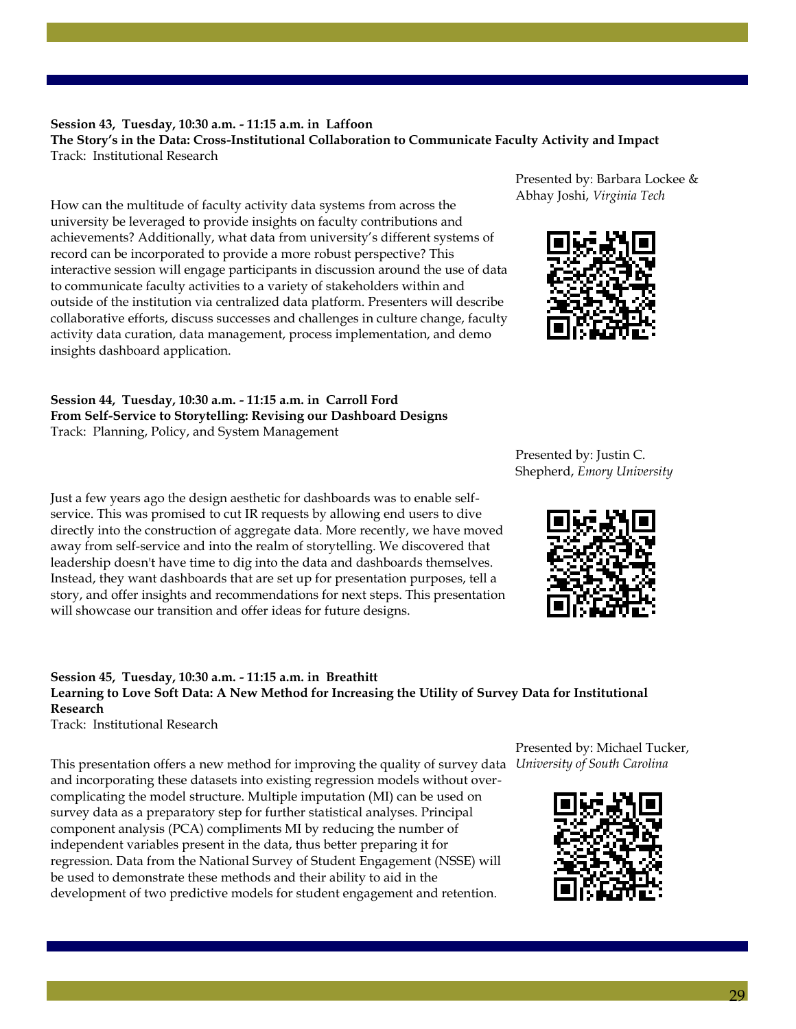**Session 43, Tuesday, 10:30 a.m. - 11:15 a.m. in Laffoon**
**The Story's in the Data: Cross-Institutional Collaboration to Communicate Faculty Activity and Impact**
Track: Institutional Research

Presented by: Barbara Lockee & Abhay Joshi, *Virginia Tech*

How can the multitude of faculty activity data systems from across the university be leveraged to provide insights on faculty contributions and achievements? Additionally, what data from university's different systems of record can be incorporated to provide a more robust perspective? This interactive session will engage participants in discussion around the use of data to communicate faculty activities to a variety of stakeholders within and outside of the institution via centralized data platform. Presenters will describe collaborative efforts, discuss successes and challenges in culture change, faculty activity data curation, data management, process implementation, and demo insights dashboard application.

**Session 44, Tuesday, 10:30 a.m. - 11:15 a.m. in Carroll Ford**
**From Self-Service to Storytelling: Revising our Dashboard Designs**
Track: Planning, Policy, and System Management

Presented by: Justin C. Shepherd, *Emory University*

Just a few years ago the design aesthetic for dashboards was to enable self-service. This was promised to cut IR requests by allowing end users to dive directly into the construction of aggregate data. More recently, we have moved away from self-service and into the realm of storytelling. We discovered that leadership doesn't have time to dig into the data and dashboards themselves. Instead, they want dashboards that are set up for presentation purposes, tell a story, and offer insights and recommendations for next steps. This presentation will showcase our transition and offer ideas for future designs.

**Session 45, Tuesday, 10:30 a.m. - 11:15 a.m. in Breathitt**
**Learning to Love Soft Data: A New Method for Increasing the Utility of Survey Data for Institutional Research**
Track: Institutional Research

Presented by: Michael Tucker, *University of South Carolina*

This presentation offers a new method for improving the quality of survey data and incorporating these datasets into existing regression models without over-complicating the model structure. Multiple imputation (MI) can be used on survey data as a preparatory step for further statistical analyses. Principal component analysis (PCA) compliments MI by reducing the number of independent variables present in the data, thus better preparing it for regression. Data from the National Survey of Student Engagement (NSSE) will be used to demonstrate these methods and their ability to aid in the development of two predictive models for student engagement and retention.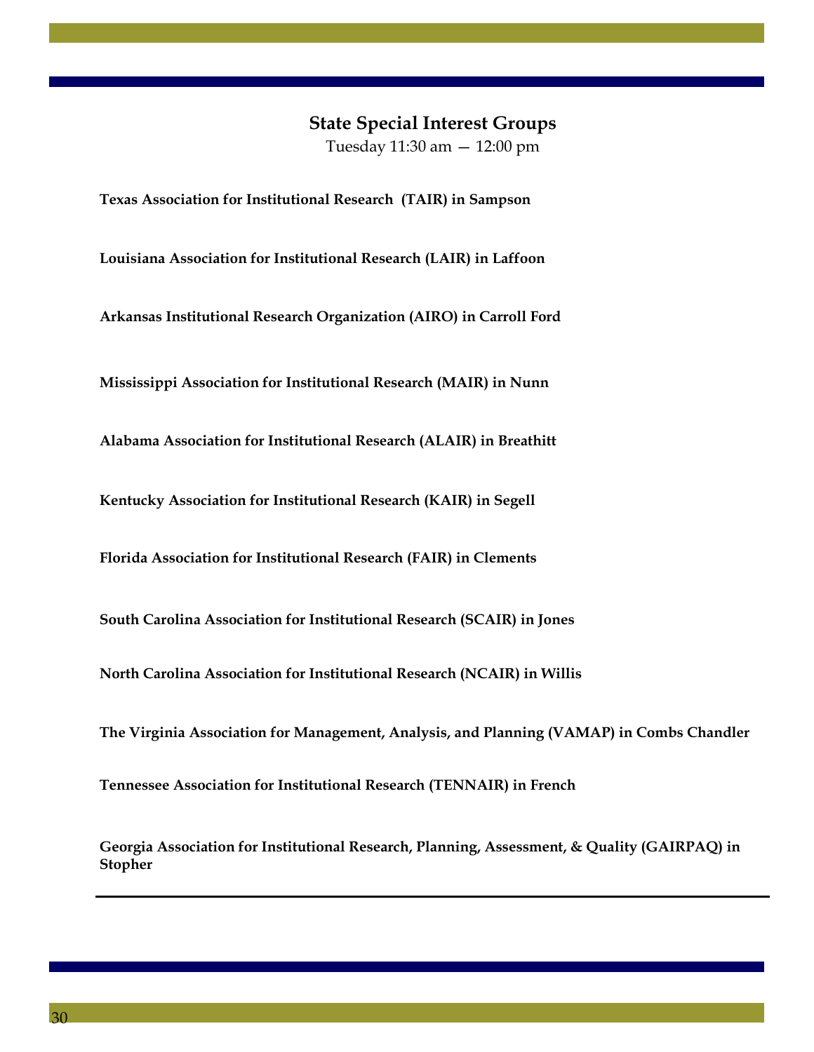## State Special Interest Groups

Tuesday 11:30 am — 12:00 pm

**Texas Association for Institutional Research (TAIR) in Sampson**

**Louisiana Association for Institutional Research (LAIR) in Laffoon**

**Arkansas Institutional Research Organization (AIRO) in Carroll Ford**

**Mississippi Association for Institutional Research (MAIR) in Nunn**

**Alabama Association for Institutional Research (ALAIR) in Breathitt**

**Kentucky Association for Institutional Research (KAIR) in Segell**

**Florida Association for Institutional Research (FAIR) in Clements**

**South Carolina Association for Institutional Research (SCAIR) in Jones**

**North Carolina Association for Institutional Research (NCAIR) in Willis**

**The Virginia Association for Management, Analysis, and Planning (VAMAP) in Combs Chandler**

**Tennessee Association for Institutional Research (TENNAIR) in French**

**Georgia Association for Institutional Research, Planning, Assessment, & Quality (GAIRPAQ) in Stopher**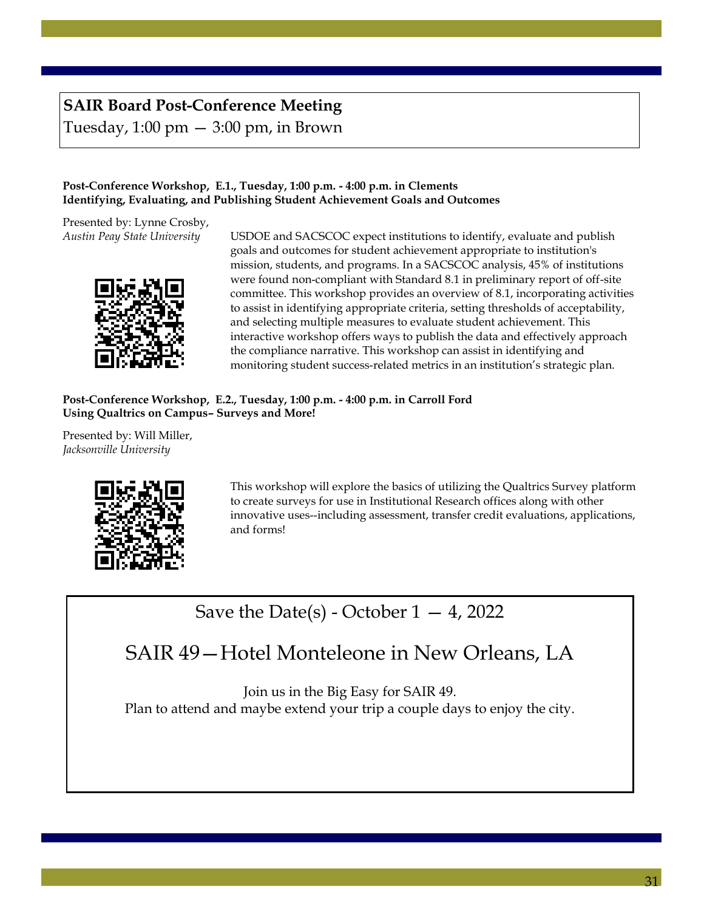**SAIR Board Post-Conference Meeting**
Tuesday, 1:00 pm — 3:00 pm, in Brown

**Post-Conference Workshop, E.1., Tuesday, 1:00 p.m. - 4:00 p.m. in Clements**
**Identifying, Evaluating, and Publishing Student Achievement Goals and Outcomes**

Presented by: Lynne Crosby,
*Austin Peay State University*

USDOE and SACSCOC expect institutions to identify, evaluate and publish goals and outcomes for student achievement appropriate to institution's mission, students, and programs. In a SACSCOC analysis, 45% of institutions were found non-compliant with Standard 8.1 in preliminary report of off-site committee. This workshop provides an overview of 8.1, incorporating activities to assist in identifying appropriate criteria, setting thresholds of acceptability, and selecting multiple measures to evaluate student achievement. This interactive workshop offers ways to publish the data and effectively approach the compliance narrative. This workshop can assist in identifying and monitoring student success-related metrics in an institution's strategic plan.

**Post-Conference Workshop, E.2., Tuesday, 1:00 p.m. - 4:00 p.m. in Carroll Ford**
**Using Qualtrics on Campus– Surveys and More!**

Presented by: Will Miller,
*Jacksonville University*

This workshop will explore the basics of utilizing the Qualtrics Survey platform to create surveys for use in Institutional Research offices along with other innovative uses--including assessment, transfer credit evaluations, applications, and forms!

## Save the Date(s) - October 1 — 4, 2022

## SAIR 49—Hotel Monteleone in New Orleans, LA

Join us in the Big Easy for SAIR 49.
Plan to attend and maybe extend your trip a couple days to enjoy the city.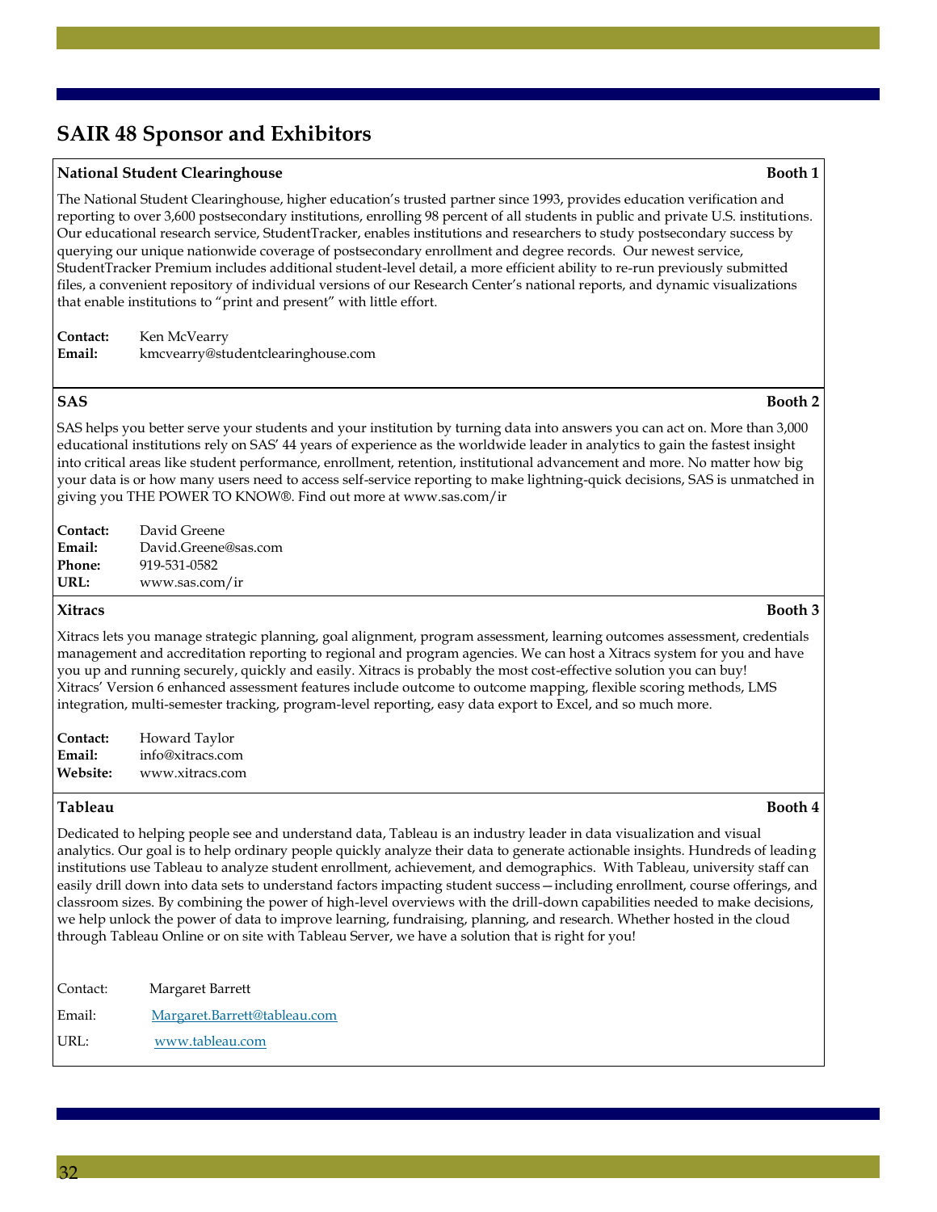## SAIR 48 Sponsor and Exhibitors

**National Student Clearinghouse** — **Booth 1**

The National Student Clearinghouse, higher education's trusted partner since 1993, provides education verification and reporting to over 3,600 postsecondary institutions, enrolling 98 percent of all students in public and private U.S. institutions. Our educational research service, StudentTracker, enables institutions and researchers to study postsecondary success by querying our unique nationwide coverage of postsecondary enrollment and degree records. Our newest service, StudentTracker Premium includes additional student-level detail, a more efficient ability to re-run previously submitted files, a convenient repository of individual versions of our Research Center's national reports, and dynamic visualizations that enable institutions to "print and present" with little effort.

**Contact:** Ken McVearry
**Email:** kmcvearry@studentclearinghouse.com

**SAS** — **Booth 2**

SAS helps you better serve your students and your institution by turning data into answers you can act on. More than 3,000 educational institutions rely on SAS' 44 years of experience as the worldwide leader in analytics to gain the fastest insight into critical areas like student performance, enrollment, retention, institutional advancement and more. No matter how big your data is or how many users need to access self-service reporting to make lightning-quick decisions, SAS is unmatched in giving you THE POWER TO KNOW®. Find out more at www.sas.com/ir

**Contact:** David Greene
**Email:** David.Greene@sas.com
**Phone:** 919-531-0582
**URL:** www.sas.com/ir

**Xitracs** — **Booth 3**

Xitracs lets you manage strategic planning, goal alignment, program assessment, learning outcomes assessment, credentials management and accreditation reporting to regional and program agencies. We can host a Xitracs system for you and have you up and running securely, quickly and easily. Xitracs is probably the most cost-effective solution you can buy! Xitracs' Version 6 enhanced assessment features include outcome to outcome mapping, flexible scoring methods, LMS integration, multi-semester tracking, program-level reporting, easy data export to Excel, and so much more.

**Contact:** Howard Taylor
**Email:** info@xitracs.com
**Website:** www.xitracs.com

**Tableau** — **Booth 4**

Dedicated to helping people see and understand data, Tableau is an industry leader in data visualization and visual analytics. Our goal is to help ordinary people quickly analyze their data to generate actionable insights. Hundreds of leading institutions use Tableau to analyze student enrollment, achievement, and demographics. With Tableau, university staff can easily drill down into data sets to understand factors impacting student success—including enrollment, course offerings, and classroom sizes. By combining the power of high-level overviews with the drill-down capabilities needed to make decisions, we help unlock the power of data to improve learning, fundraising, planning, and research. Whether hosted in the cloud through Tableau Online or on site with Tableau Server, we have a solution that is right for you!

Contact: Margaret Barrett
Email: Margaret.Barrett@tableau.com
URL: www.tableau.com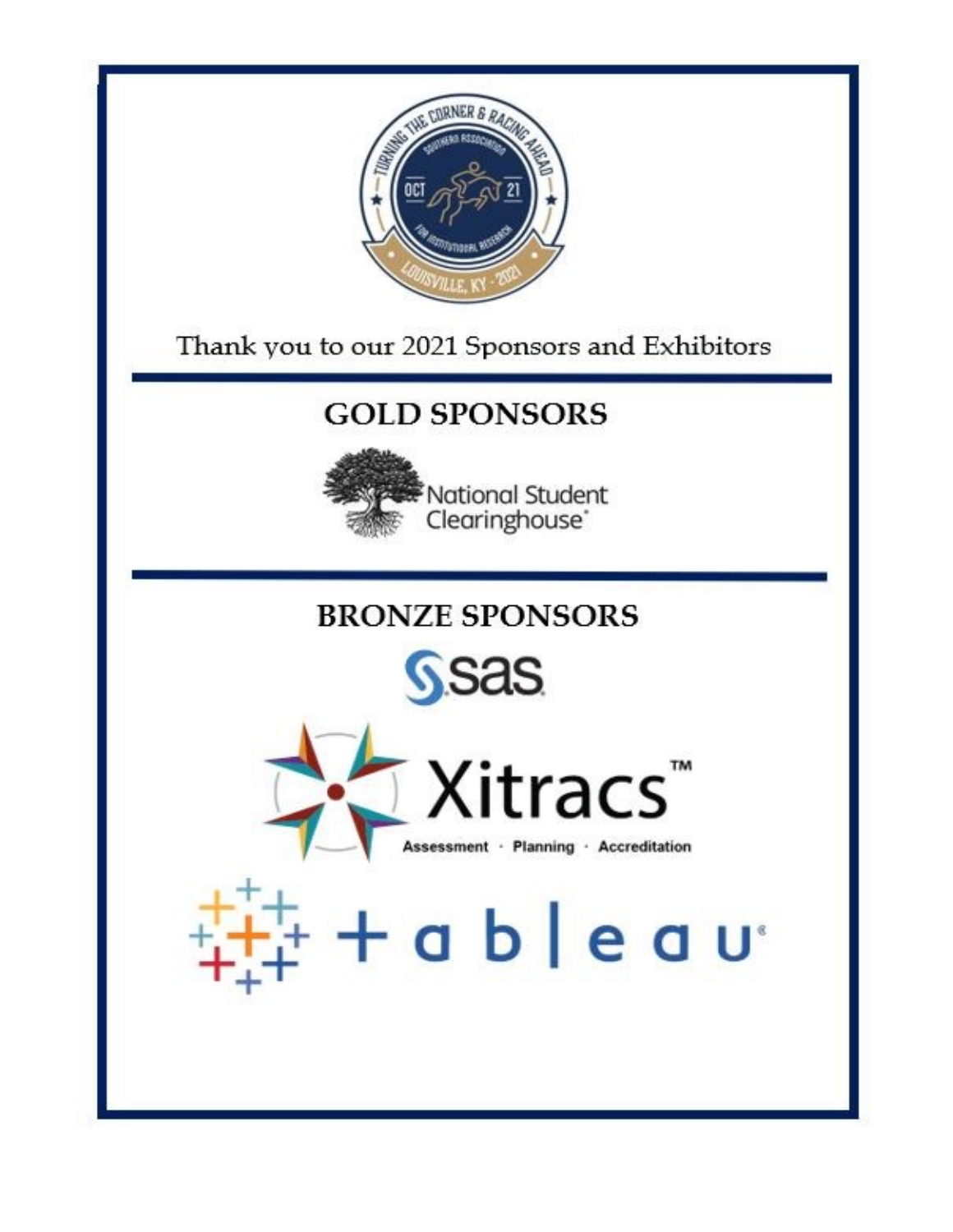Thank you to our 2021 Sponsors and Exhibitors

## GOLD SPONSORS

National Student Clearinghouse

## BRONZE SPONSORS

sas

Xitracs™

Assessment · Planning · Accreditation

tableau